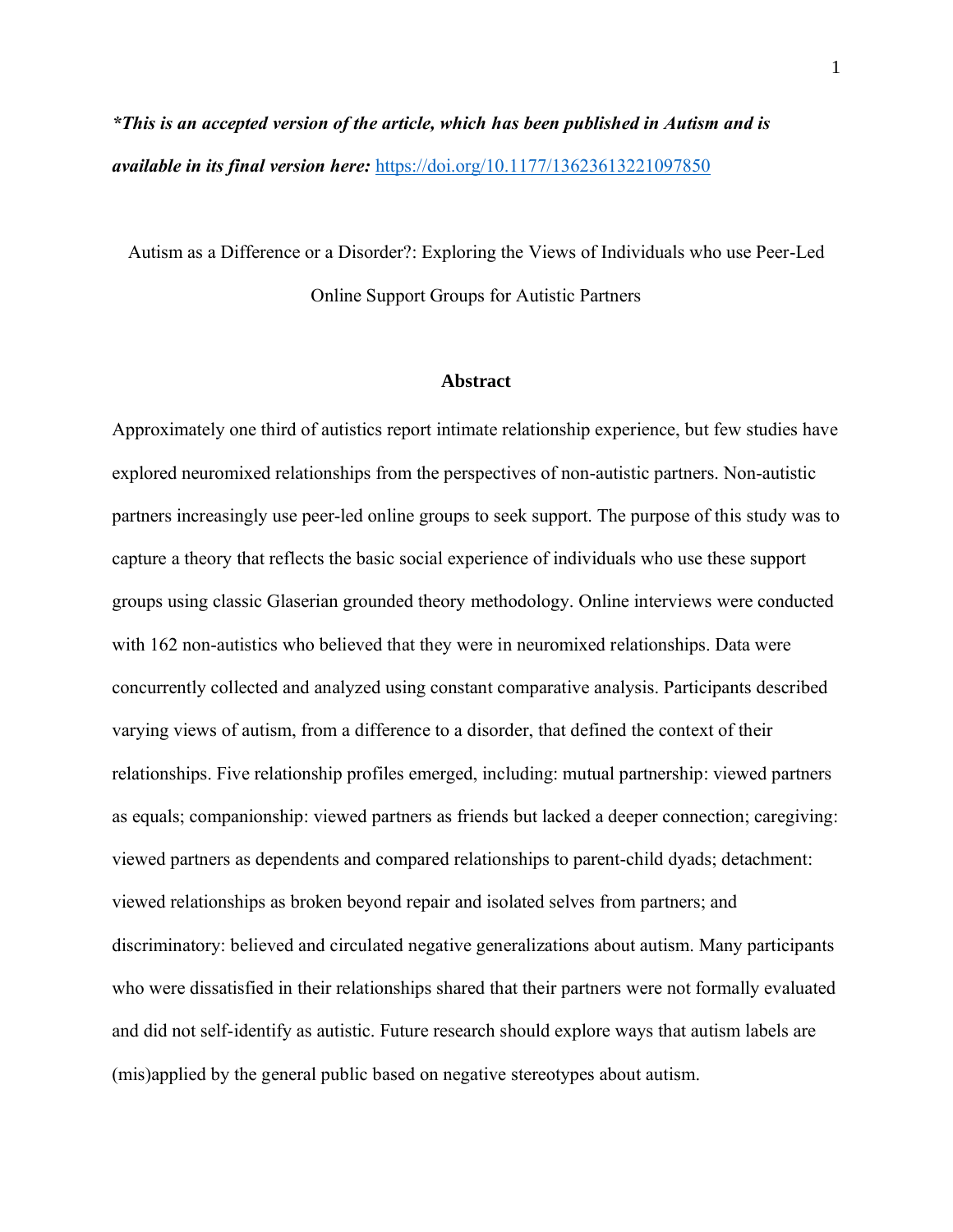***This is an accepted version of the article, which has been published in Autism and is available in its final version here:** [https://doi.org/10.1177/13623613221097850](https://doi.org/10.1177/13623613221097850)*

# Autism as a Difference or a Disorder?: Exploring the Views of Individuals who use Peer-Led Online Support Groups for Autistic Partners

## Abstract

Approximately one third of autistics report intimate relationship experience, but few studies have explored neuromixed relationships from the perspectives of non-autistic partners. Non-autistic partners increasingly use peer-led online groups to seek support. The purpose of this study was to capture a theory that reflects the basic social experience of individuals who use these support groups using classic Glaserian grounded theory methodology. Online interviews were conducted with 162 non-autistics who believed that they were in neuromixed relationships. Data were concurrently collected and analyzed using constant comparative analysis. Participants described varying views of autism, from a difference to a disorder, that defined the context of their relationships. Five relationship profiles emerged, including: mutual partnership: viewed partners as equals; companionship: viewed partners as friends but lacked a deeper connection; caregiving: viewed partners as dependents and compared relationships to parent-child dyads; detachment: viewed relationships as broken beyond repair and isolated selves from partners; and discriminatory: believed and circulated negative generalizations about autism. Many participants who were dissatisfied in their relationships shared that their partners were not formally evaluated and did not self-identify as autistic. Future research should explore ways that autism labels are (mis)applied by the general public based on negative stereotypes about autism.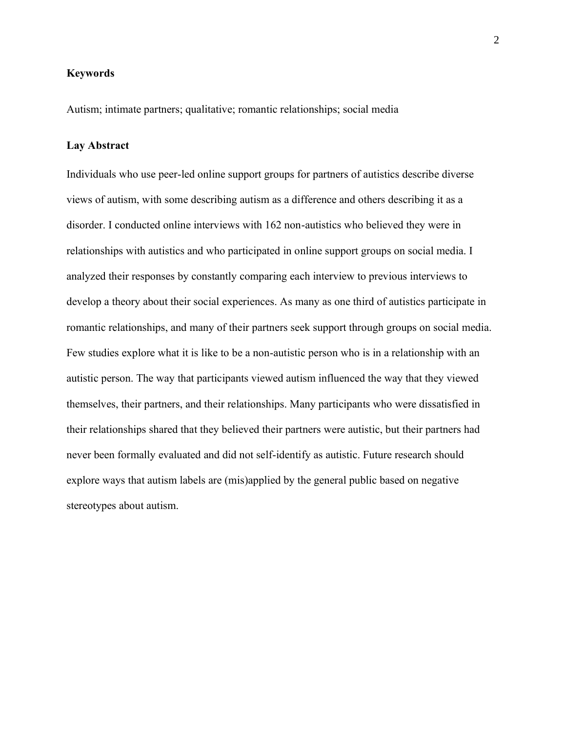**Keywords**

Autism; intimate partners; qualitative; romantic relationships; social media

**Lay Abstract**

Individuals who use peer-led online support groups for partners of autistics describe diverse views of autism, with some describing autism as a difference and others describing it as a disorder. I conducted online interviews with 162 non-autistics who believed they were in relationships with autistics and who participated in online support groups on social media. I analyzed their responses by constantly comparing each interview to previous interviews to develop a theory about their social experiences. As many as one third of autistics participate in romantic relationships, and many of their partners seek support through groups on social media. Few studies explore what it is like to be a non-autistic person who is in a relationship with an autistic person. The way that participants viewed autism influenced the way that they viewed themselves, their partners, and their relationships. Many participants who were dissatisfied in their relationships shared that they believed their partners were autistic, but their partners had never been formally evaluated and did not self-identify as autistic. Future research should explore ways that autism labels are (mis)applied by the general public based on negative stereotypes about autism.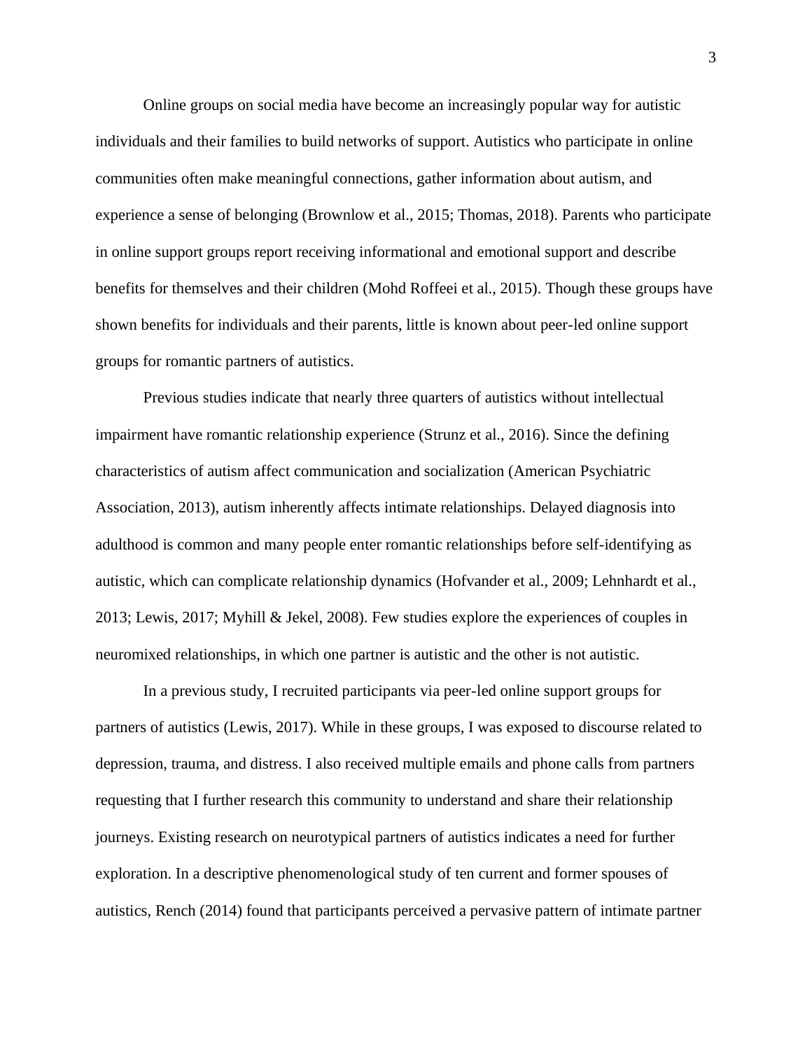Online groups on social media have become an increasingly popular way for autistic individuals and their families to build networks of support. Autistics who participate in online communities often make meaningful connections, gather information about autism, and experience a sense of belonging (Brownlow et al., 2015; Thomas, 2018). Parents who participate in online support groups report receiving informational and emotional support and describe benefits for themselves and their children (Mohd Roffeei et al., 2015). Though these groups have shown benefits for individuals and their parents, little is known about peer-led online support groups for romantic partners of autistics.

Previous studies indicate that nearly three quarters of autistics without intellectual impairment have romantic relationship experience (Strunz et al., 2016). Since the defining characteristics of autism affect communication and socialization (American Psychiatric Association, 2013), autism inherently affects intimate relationships. Delayed diagnosis into adulthood is common and many people enter romantic relationships before self-identifying as autistic, which can complicate relationship dynamics (Hofvander et al., 2009; Lehnhardt et al., 2013; Lewis, 2017; Myhill & Jekel, 2008). Few studies explore the experiences of couples in neuromixed relationships, in which one partner is autistic and the other is not autistic.

In a previous study, I recruited participants via peer-led online support groups for partners of autistics (Lewis, 2017). While in these groups, I was exposed to discourse related to depression, trauma, and distress. I also received multiple emails and phone calls from partners requesting that I further research this community to understand and share their relationship journeys. Existing research on neurotypical partners of autistics indicates a need for further exploration. In a descriptive phenomenological study of ten current and former spouses of autistics, Rench (2014) found that participants perceived a pervasive pattern of intimate partner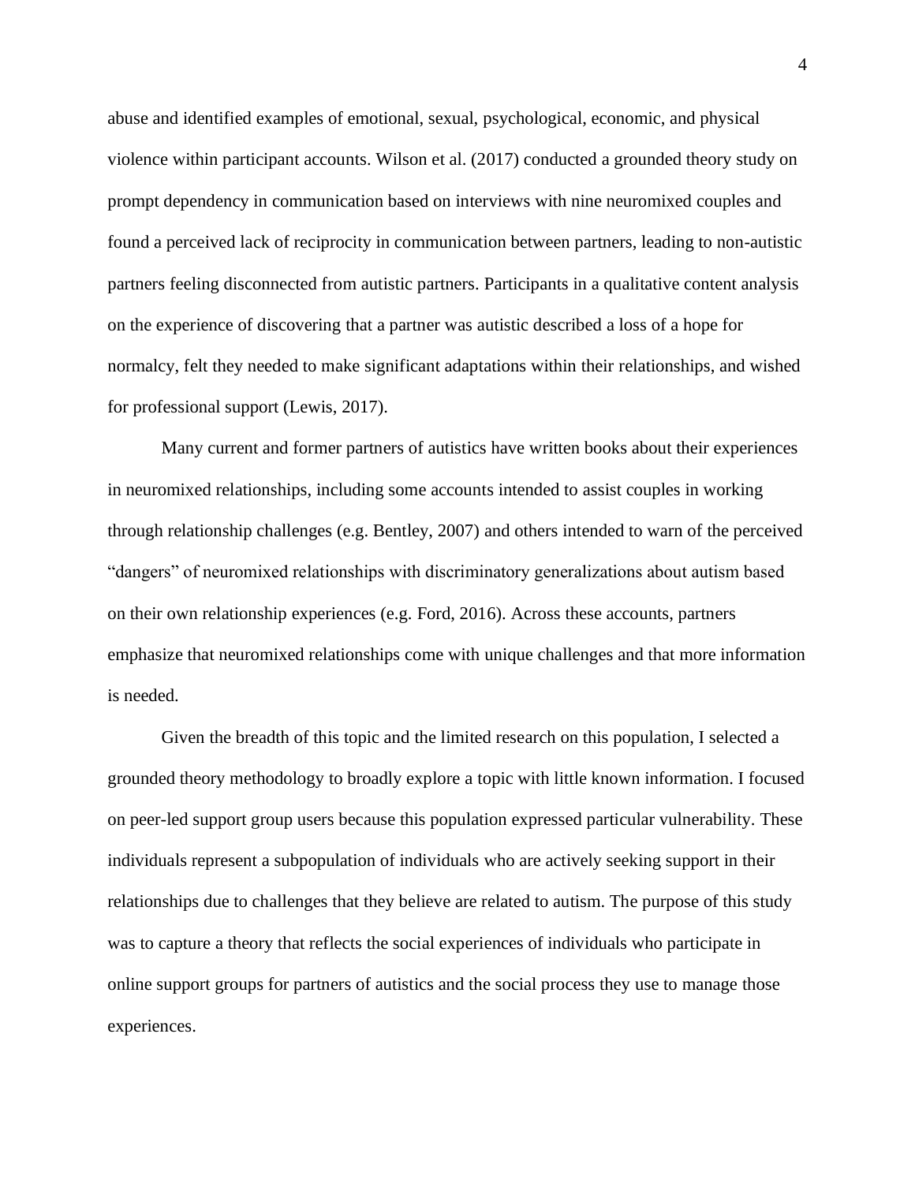abuse and identified examples of emotional, sexual, psychological, economic, and physical violence within participant accounts. Wilson et al. (2017) conducted a grounded theory study on prompt dependency in communication based on interviews with nine neuromixed couples and found a perceived lack of reciprocity in communication between partners, leading to non-autistic partners feeling disconnected from autistic partners. Participants in a qualitative content analysis on the experience of discovering that a partner was autistic described a loss of a hope for normalcy, felt they needed to make significant adaptations within their relationships, and wished for professional support (Lewis, 2017).

Many current and former partners of autistics have written books about their experiences in neuromixed relationships, including some accounts intended to assist couples in working through relationship challenges (e.g. Bentley, 2007) and others intended to warn of the perceived "dangers" of neuromixed relationships with discriminatory generalizations about autism based on their own relationship experiences (e.g. Ford, 2016). Across these accounts, partners emphasize that neuromixed relationships come with unique challenges and that more information is needed.

Given the breadth of this topic and the limited research on this population, I selected a grounded theory methodology to broadly explore a topic with little known information. I focused on peer-led support group users because this population expressed particular vulnerability. These individuals represent a subpopulation of individuals who are actively seeking support in their relationships due to challenges that they believe are related to autism. The purpose of this study was to capture a theory that reflects the social experiences of individuals who participate in online support groups for partners of autistics and the social process they use to manage those experiences.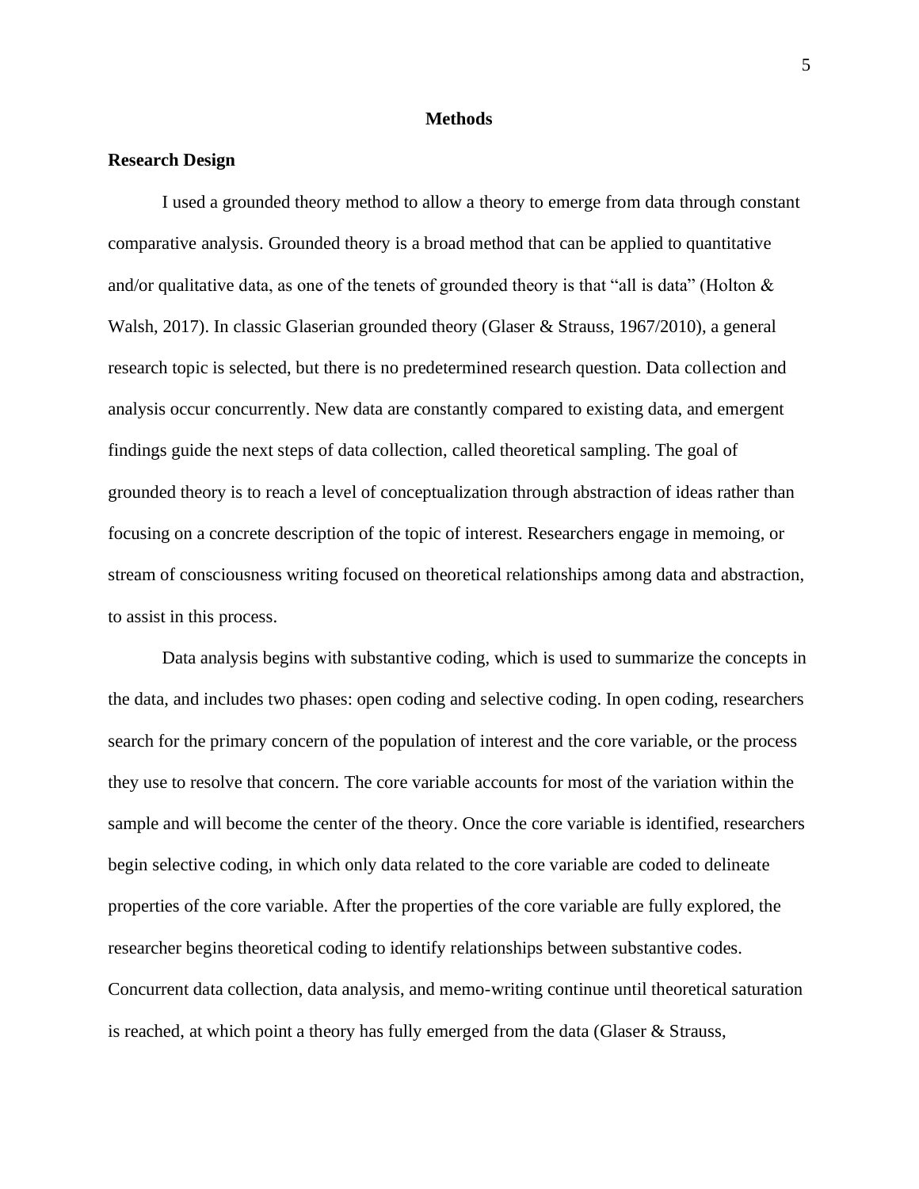# Methods

## Research Design

I used a grounded theory method to allow a theory to emerge from data through constant comparative analysis. Grounded theory is a broad method that can be applied to quantitative and/or qualitative data, as one of the tenets of grounded theory is that "all is data" (Holton & Walsh, 2017). In classic Glaserian grounded theory (Glaser & Strauss, 1967/2010), a general research topic is selected, but there is no predetermined research question. Data collection and analysis occur concurrently. New data are constantly compared to existing data, and emergent findings guide the next steps of data collection, called theoretical sampling. The goal of grounded theory is to reach a level of conceptualization through abstraction of ideas rather than focusing on a concrete description of the topic of interest. Researchers engage in memoing, or stream of consciousness writing focused on theoretical relationships among data and abstraction, to assist in this process.

Data analysis begins with substantive coding, which is used to summarize the concepts in the data, and includes two phases: open coding and selective coding. In open coding, researchers search for the primary concern of the population of interest and the core variable, or the process they use to resolve that concern. The core variable accounts for most of the variation within the sample and will become the center of the theory. Once the core variable is identified, researchers begin selective coding, in which only data related to the core variable are coded to delineate properties of the core variable. After the properties of the core variable are fully explored, the researcher begins theoretical coding to identify relationships between substantive codes. Concurrent data collection, data analysis, and memo-writing continue until theoretical saturation is reached, at which point a theory has fully emerged from the data (Glaser & Strauss,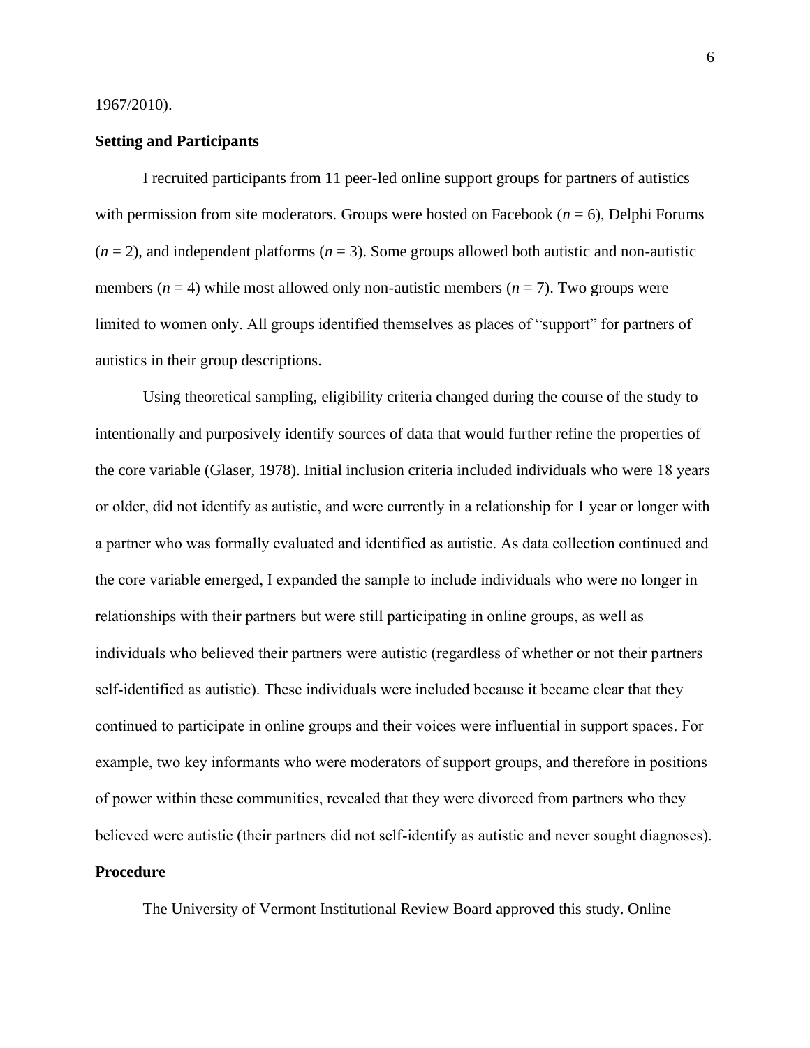1967/2010).

**Setting and Participants**

I recruited participants from 11 peer-led online support groups for partners of autistics with permission from site moderators. Groups were hosted on Facebook (*n* = 6), Delphi Forums (*n* = 2), and independent platforms (*n* = 3). Some groups allowed both autistic and non-autistic members (*n* = 4) while most allowed only non-autistic members (*n* = 7). Two groups were limited to women only. All groups identified themselves as places of "support" for partners of autistics in their group descriptions.

Using theoretical sampling, eligibility criteria changed during the course of the study to intentionally and purposively identify sources of data that would further refine the properties of the core variable (Glaser, 1978). Initial inclusion criteria included individuals who were 18 years or older, did not identify as autistic, and were currently in a relationship for 1 year or longer with a partner who was formally evaluated and identified as autistic. As data collection continued and the core variable emerged, I expanded the sample to include individuals who were no longer in relationships with their partners but were still participating in online groups, as well as individuals who believed their partners were autistic (regardless of whether or not their partners self-identified as autistic). These individuals were included because it became clear that they continued to participate in online groups and their voices were influential in support spaces. For example, two key informants who were moderators of support groups, and therefore in positions of power within these communities, revealed that they were divorced from partners who they believed were autistic (their partners did not self-identify as autistic and never sought diagnoses).

**Procedure**

The University of Vermont Institutional Review Board approved this study. Online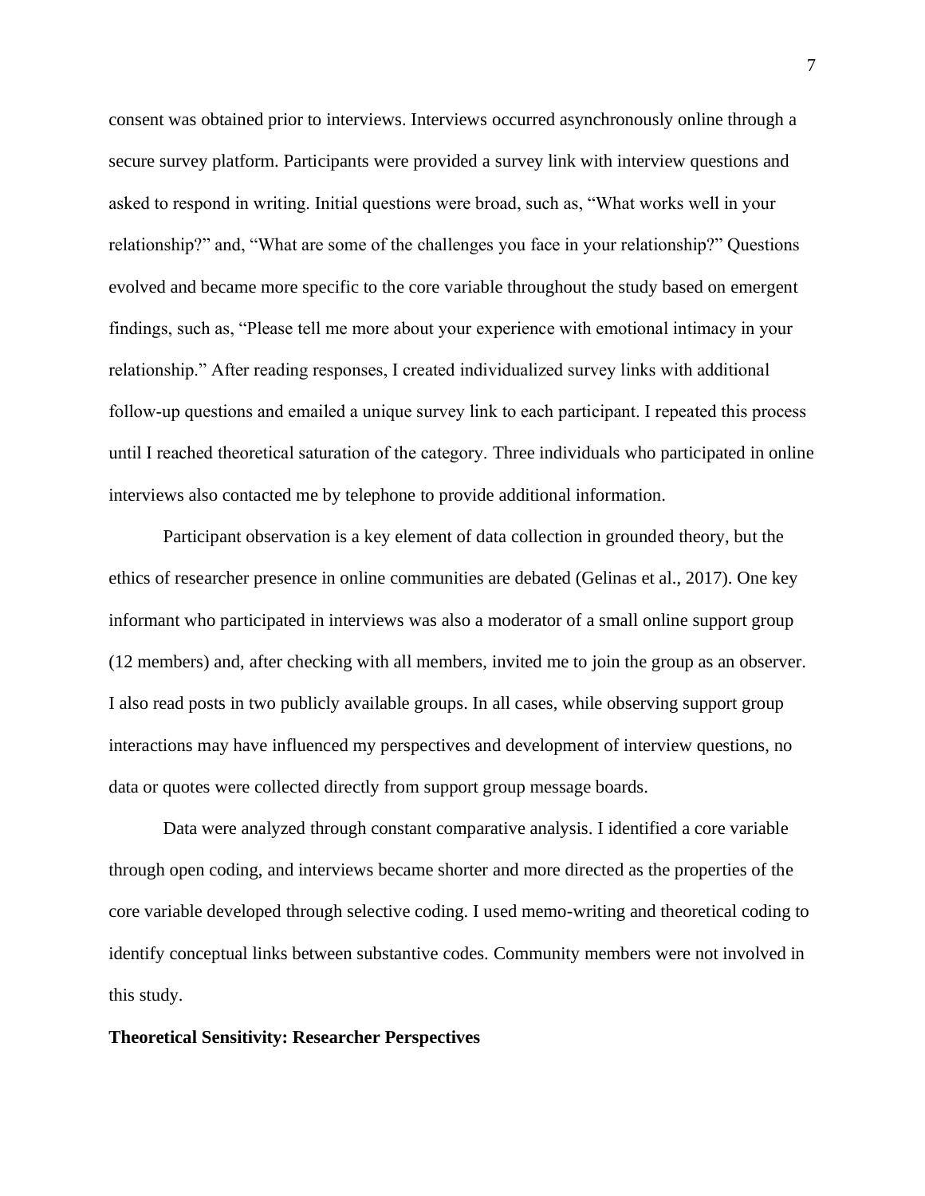consent was obtained prior to interviews. Interviews occurred asynchronously online through a secure survey platform. Participants were provided a survey link with interview questions and asked to respond in writing. Initial questions were broad, such as, "What works well in your relationship?" and, "What are some of the challenges you face in your relationship?" Questions evolved and became more specific to the core variable throughout the study based on emergent findings, such as, "Please tell me more about your experience with emotional intimacy in your relationship." After reading responses, I created individualized survey links with additional follow-up questions and emailed a unique survey link to each participant. I repeated this process until I reached theoretical saturation of the category. Three individuals who participated in online interviews also contacted me by telephone to provide additional information.

Participant observation is a key element of data collection in grounded theory, but the ethics of researcher presence in online communities are debated (Gelinas et al., 2017). One key informant who participated in interviews was also a moderator of a small online support group (12 members) and, after checking with all members, invited me to join the group as an observer. I also read posts in two publicly available groups. In all cases, while observing support group interactions may have influenced my perspectives and development of interview questions, no data or quotes were collected directly from support group message boards.

Data were analyzed through constant comparative analysis. I identified a core variable through open coding, and interviews became shorter and more directed as the properties of the core variable developed through selective coding. I used memo-writing and theoretical coding to identify conceptual links between substantive codes. Community members were not involved in this study.

**Theoretical Sensitivity: Researcher Perspectives**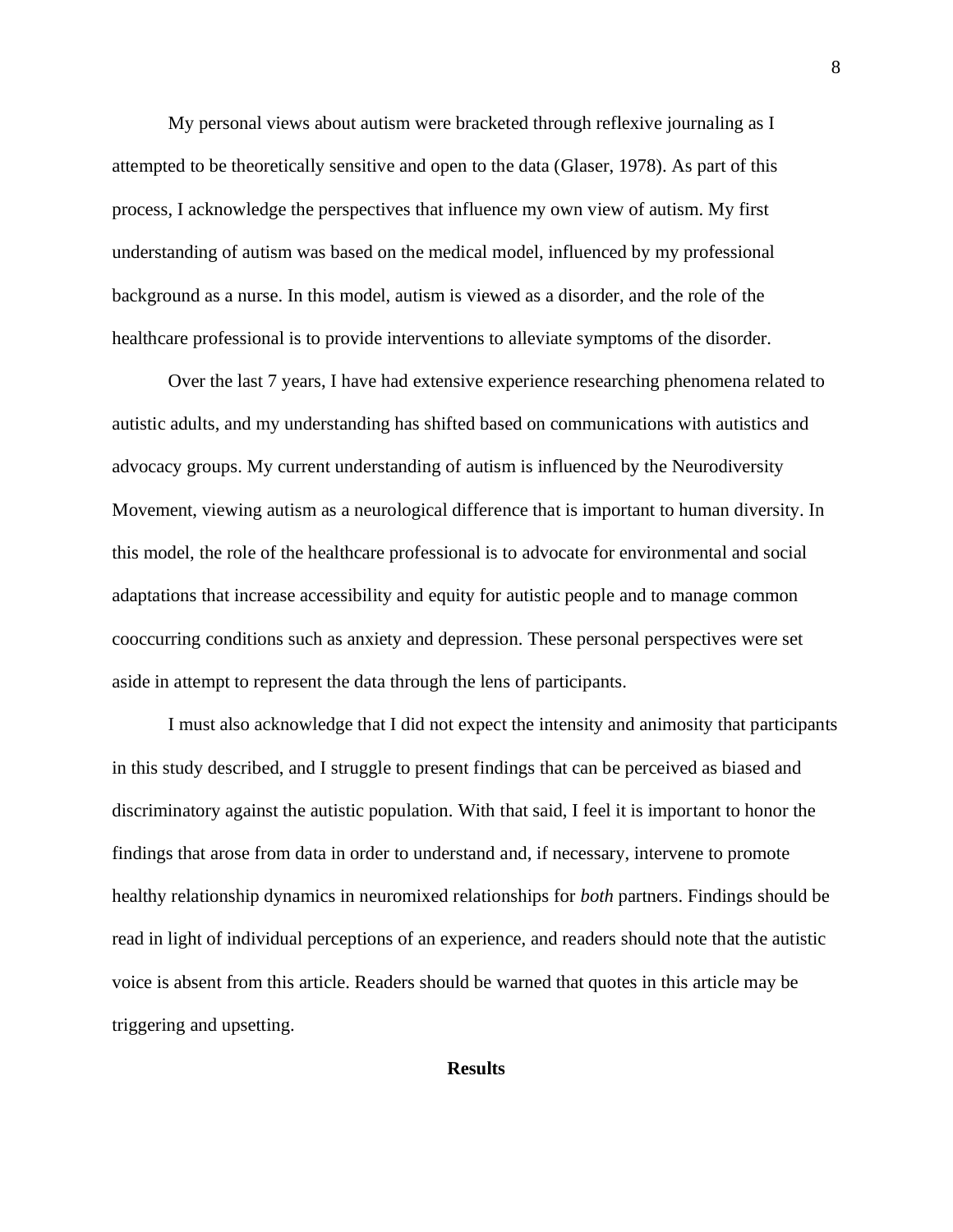My personal views about autism were bracketed through reflexive journaling as I attempted to be theoretically sensitive and open to the data (Glaser, 1978). As part of this process, I acknowledge the perspectives that influence my own view of autism. My first understanding of autism was based on the medical model, influenced by my professional background as a nurse. In this model, autism is viewed as a disorder, and the role of the healthcare professional is to provide interventions to alleviate symptoms of the disorder.

Over the last 7 years, I have had extensive experience researching phenomena related to autistic adults, and my understanding has shifted based on communications with autistics and advocacy groups. My current understanding of autism is influenced by the Neurodiversity Movement, viewing autism as a neurological difference that is important to human diversity. In this model, the role of the healthcare professional is to advocate for environmental and social adaptations that increase accessibility and equity for autistic people and to manage common cooccurring conditions such as anxiety and depression. These personal perspectives were set aside in attempt to represent the data through the lens of participants.

I must also acknowledge that I did not expect the intensity and animosity that participants in this study described, and I struggle to present findings that can be perceived as biased and discriminatory against the autistic population. With that said, I feel it is important to honor the findings that arose from data in order to understand and, if necessary, intervene to promote healthy relationship dynamics in neuromixed relationships for *both* partners. Findings should be read in light of individual perceptions of an experience, and readers should note that the autistic voice is absent from this article. Readers should be warned that quotes in this article may be triggering and upsetting.

## Results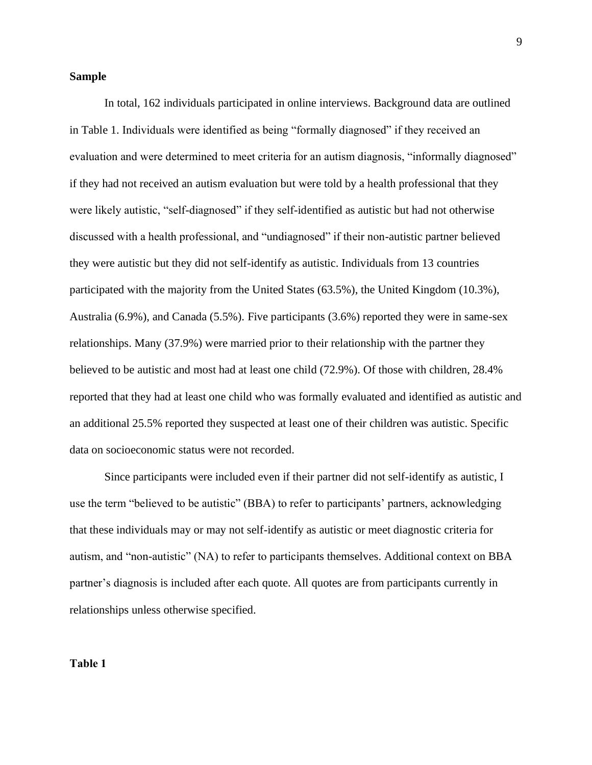**Sample**

In total, 162 individuals participated in online interviews. Background data are outlined in Table 1. Individuals were identified as being "formally diagnosed" if they received an evaluation and were determined to meet criteria for an autism diagnosis, "informally diagnosed" if they had not received an autism evaluation but were told by a health professional that they were likely autistic, "self-diagnosed" if they self-identified as autistic but had not otherwise discussed with a health professional, and "undiagnosed" if their non-autistic partner believed they were autistic but they did not self-identify as autistic. Individuals from 13 countries participated with the majority from the United States (63.5%), the United Kingdom (10.3%), Australia (6.9%), and Canada (5.5%). Five participants (3.6%) reported they were in same-sex relationships. Many (37.9%) were married prior to their relationship with the partner they believed to be autistic and most had at least one child (72.9%). Of those with children, 28.4% reported that they had at least one child who was formally evaluated and identified as autistic and an additional 25.5% reported they suspected at least one of their children was autistic. Specific data on socioeconomic status were not recorded.

Since participants were included even if their partner did not self-identify as autistic, I use the term "believed to be autistic" (BBA) to refer to participants' partners, acknowledging that these individuals may or may not self-identify as autistic or meet diagnostic criteria for autism, and "non-autistic" (NA) to refer to participants themselves. Additional context on BBA partner's diagnosis is included after each quote. All quotes are from participants currently in relationships unless otherwise specified.

**Table 1**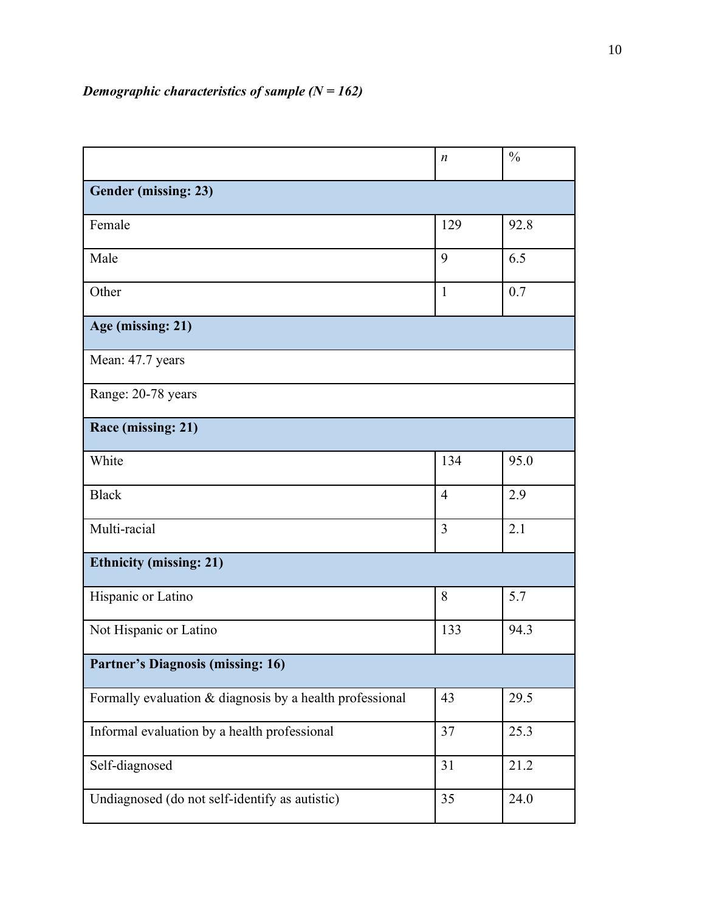***Demographic characteristics of sample (N = 162)***

| | *n* | % |
|---|---|---|
| **Gender (missing: 23)** | | |
| Female | 129 | 92.8 |
| Male | 9 | 6.5 |
| Other | 1 | 0.7 |
| **Age (missing: 21)** | | |
| Mean: 47.7 years | | |
| Range: 20-78 years | | |
| **Race (missing: 21)** | | |
| White | 134 | 95.0 |
| Black | 4 | 2.9 |
| Multi-racial | 3 | 2.1 |
| **Ethnicity (missing: 21)** | | |
| Hispanic or Latino | 8 | 5.7 |
| Not Hispanic or Latino | 133 | 94.3 |
| **Partner's Diagnosis (missing: 16)** | | |
| Formally evaluation & diagnosis by a health professional | 43 | 29.5 |
| Informal evaluation by a health professional | 37 | 25.3 |
| Self-diagnosed | 31 | 21.2 |
| Undiagnosed (do not self-identify as autistic) | 35 | 24.0 |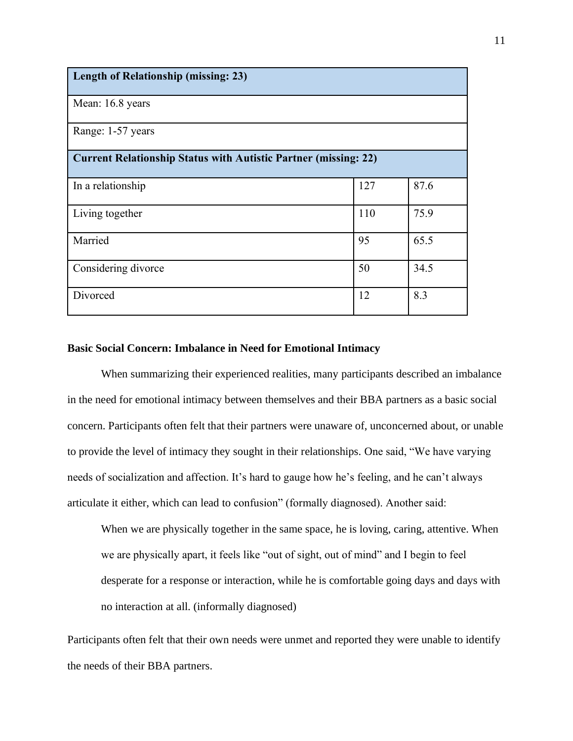| Length of Relationship (missing: 23) | | |
|---|---|---|
| Mean: 16.8 years | | |
| Range: 1-57 years | | |
| **Current Relationship Status with Autistic Partner (missing: 22)** | | |
| In a relationship | 127 | 87.6 |
| Living together | 110 | 75.9 |
| Married | 95 | 65.5 |
| Considering divorce | 50 | 34.5 |
| Divorced | 12 | 8.3 |

**Basic Social Concern: Imbalance in Need for Emotional Intimacy**

When summarizing their experienced realities, many participants described an imbalance in the need for emotional intimacy between themselves and their BBA partners as a basic social concern. Participants often felt that their partners were unaware of, unconcerned about, or unable to provide the level of intimacy they sought in their relationships. One said, “We have varying needs of socialization and affection. It’s hard to gauge how he’s feeling, and he can’t always articulate it either, which can lead to confusion” (formally diagnosed). Another said:

> When we are physically together in the same space, he is loving, caring, attentive. When we are physically apart, it feels like “out of sight, out of mind” and I begin to feel desperate for a response or interaction, while he is comfortable going days and days with no interaction at all. (informally diagnosed)

Participants often felt that their own needs were unmet and reported they were unable to identify the needs of their BBA partners.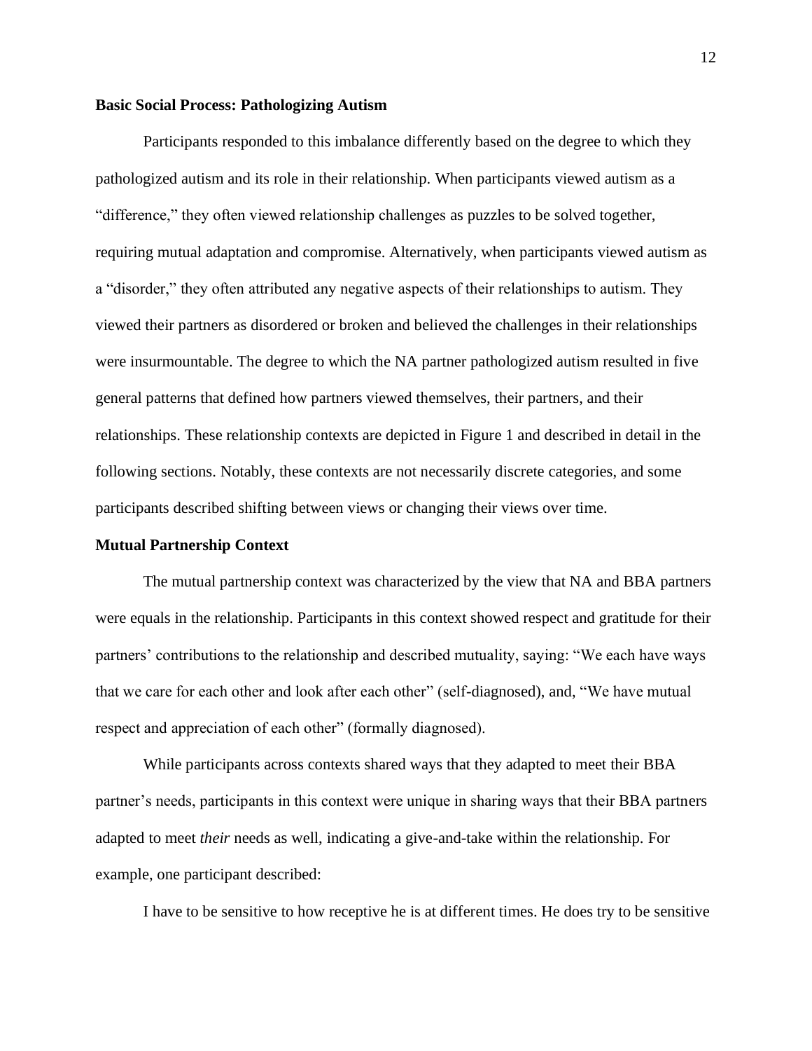**Basic Social Process: Pathologizing Autism**

Participants responded to this imbalance differently based on the degree to which they pathologized autism and its role in their relationship. When participants viewed autism as a "difference," they often viewed relationship challenges as puzzles to be solved together, requiring mutual adaptation and compromise. Alternatively, when participants viewed autism as a "disorder," they often attributed any negative aspects of their relationships to autism. They viewed their partners as disordered or broken and believed the challenges in their relationships were insurmountable. The degree to which the NA partner pathologized autism resulted in five general patterns that defined how partners viewed themselves, their partners, and their relationships. These relationship contexts are depicted in Figure 1 and described in detail in the following sections. Notably, these contexts are not necessarily discrete categories, and some participants described shifting between views or changing their views over time.

**Mutual Partnership Context**

The mutual partnership context was characterized by the view that NA and BBA partners were equals in the relationship. Participants in this context showed respect and gratitude for their partners' contributions to the relationship and described mutuality, saying: "We each have ways that we care for each other and look after each other" (self-diagnosed), and, "We have mutual respect and appreciation of each other" (formally diagnosed).

While participants across contexts shared ways that they adapted to meet their BBA partner's needs, participants in this context were unique in sharing ways that their BBA partners adapted to meet *their* needs as well, indicating a give-and-take within the relationship. For example, one participant described:

I have to be sensitive to how receptive he is at different times. He does try to be sensitive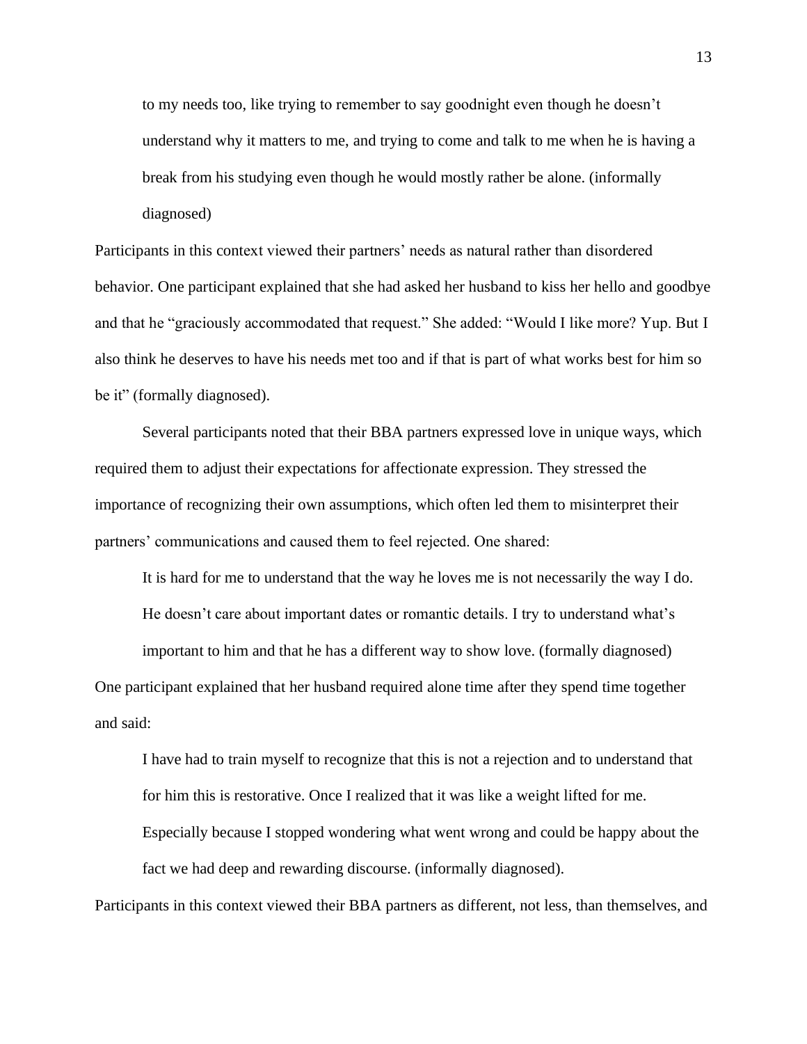> to my needs too, like trying to remember to say goodnight even though he doesn't understand why it matters to me, and trying to come and talk to me when he is having a break from his studying even though he would mostly rather be alone. (informally diagnosed)

Participants in this context viewed their partners' needs as natural rather than disordered behavior. One participant explained that she had asked her husband to kiss her hello and goodbye and that he "graciously accommodated that request." She added: "Would I like more? Yup. But I also think he deserves to have his needs met too and if that is part of what works best for him so be it" (formally diagnosed).

Several participants noted that their BBA partners expressed love in unique ways, which required them to adjust their expectations for affectionate expression. They stressed the importance of recognizing their own assumptions, which often led them to misinterpret their partners' communications and caused them to feel rejected. One shared:

> It is hard for me to understand that the way he loves me is not necessarily the way I do. He doesn't care about important dates or romantic details. I try to understand what's important to him and that he has a different way to show love. (formally diagnosed)

One participant explained that her husband required alone time after they spend time together and said:

> I have had to train myself to recognize that this is not a rejection and to understand that for him this is restorative. Once I realized that it was like a weight lifted for me. Especially because I stopped wondering what went wrong and could be happy about the fact we had deep and rewarding discourse. (informally diagnosed).

Participants in this context viewed their BBA partners as different, not less, than themselves, and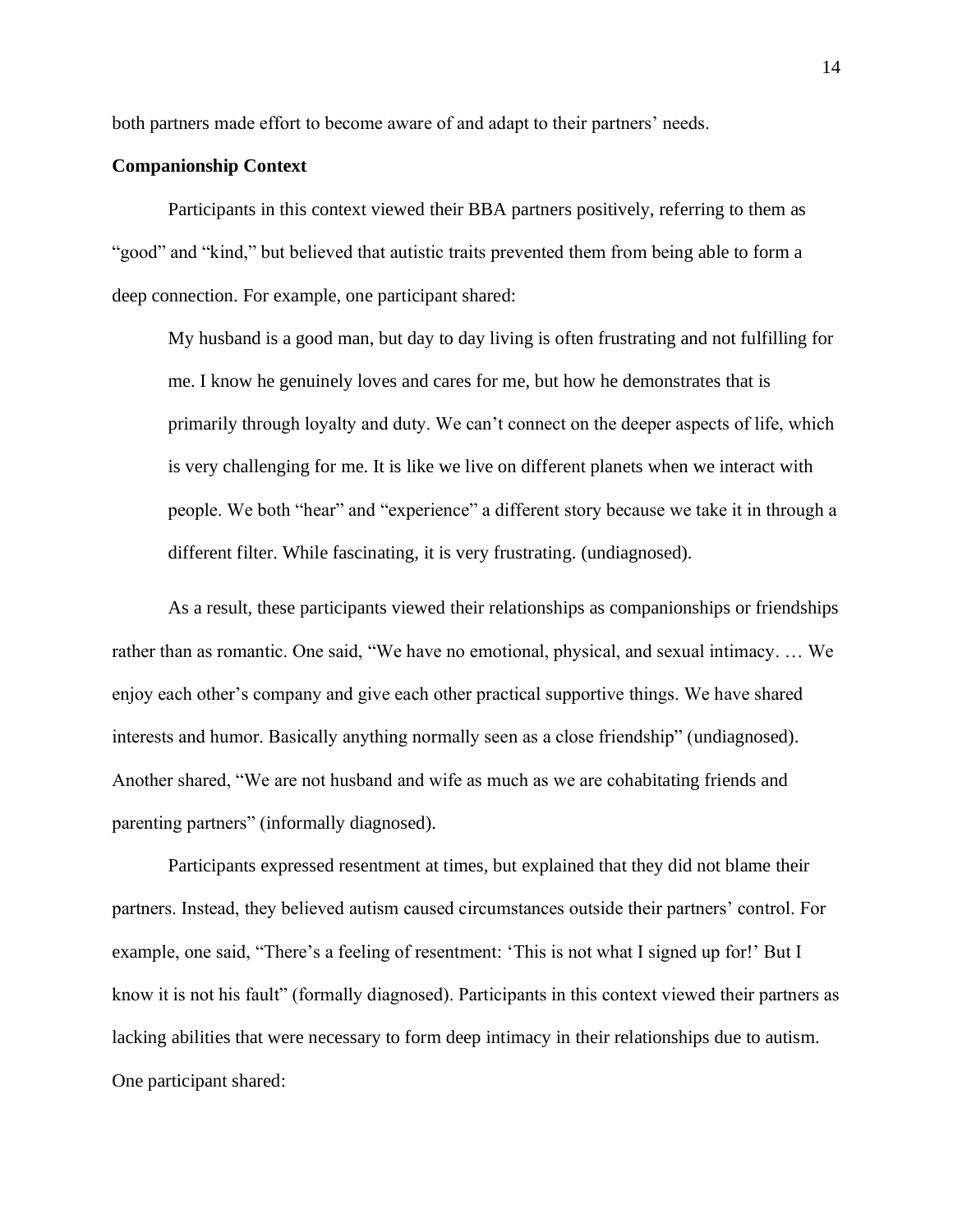both partners made effort to become aware of and adapt to their partners' needs.

### Companionship Context

Participants in this context viewed their BBA partners positively, referring to them as "good" and "kind," but believed that autistic traits prevented them from being able to form a deep connection. For example, one participant shared:

> My husband is a good man, but day to day living is often frustrating and not fulfilling for me. I know he genuinely loves and cares for me, but how he demonstrates that is primarily through loyalty and duty. We can't connect on the deeper aspects of life, which is very challenging for me. It is like we live on different planets when we interact with people. We both "hear" and "experience" a different story because we take it in through a different filter. While fascinating, it is very frustrating. (undiagnosed).

As a result, these participants viewed their relationships as companionships or friendships rather than as romantic. One said, "We have no emotional, physical, and sexual intimacy. … We enjoy each other's company and give each other practical supportive things. We have shared interests and humor. Basically anything normally seen as a close friendship" (undiagnosed). Another shared, "We are not husband and wife as much as we are cohabitating friends and parenting partners" (informally diagnosed).

Participants expressed resentment at times, but explained that they did not blame their partners. Instead, they believed autism caused circumstances outside their partners' control. For example, one said, "There's a feeling of resentment: 'This is not what I signed up for!' But I know it is not his fault" (formally diagnosed). Participants in this context viewed their partners as lacking abilities that were necessary to form deep intimacy in their relationships due to autism. One participant shared: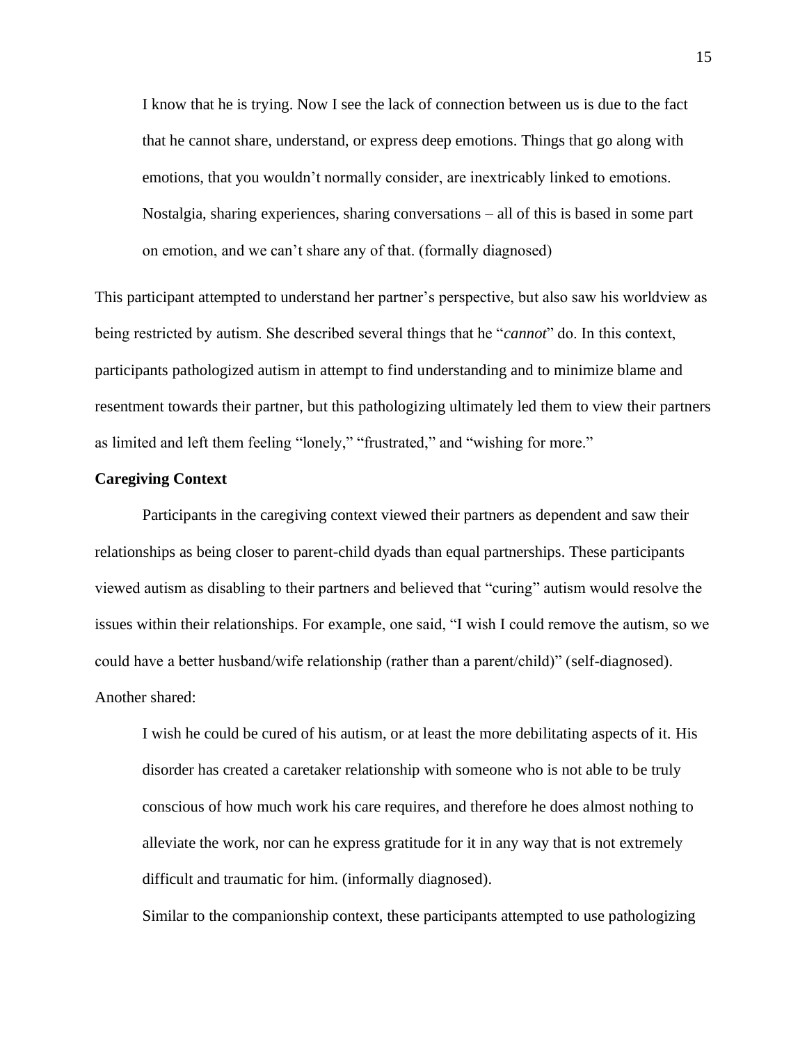> I know that he is trying. Now I see the lack of connection between us is due to the fact that he cannot share, understand, or express deep emotions. Things that go along with emotions, that you wouldn't normally consider, are inextricably linked to emotions. Nostalgia, sharing experiences, sharing conversations – all of this is based in some part on emotion, and we can't share any of that. (formally diagnosed)

This participant attempted to understand her partner's perspective, but also saw his worldview as being restricted by autism. She described several things that he "*cannot*" do. In this context, participants pathologized autism in attempt to find understanding and to minimize blame and resentment towards their partner, but this pathologizing ultimately led them to view their partners as limited and left them feeling "lonely," "frustrated," and "wishing for more."

**Caregiving Context**

Participants in the caregiving context viewed their partners as dependent and saw their relationships as being closer to parent-child dyads than equal partnerships. These participants viewed autism as disabling to their partners and believed that "curing" autism would resolve the issues within their relationships. For example, one said, "I wish I could remove the autism, so we could have a better husband/wife relationship (rather than a parent/child)" (self-diagnosed). Another shared:

> I wish he could be cured of his autism, or at least the more debilitating aspects of it. His disorder has created a caretaker relationship with someone who is not able to be truly conscious of how much work his care requires, and therefore he does almost nothing to alleviate the work, nor can he express gratitude for it in any way that is not extremely difficult and traumatic for him. (informally diagnosed).

Similar to the companionship context, these participants attempted to use pathologizing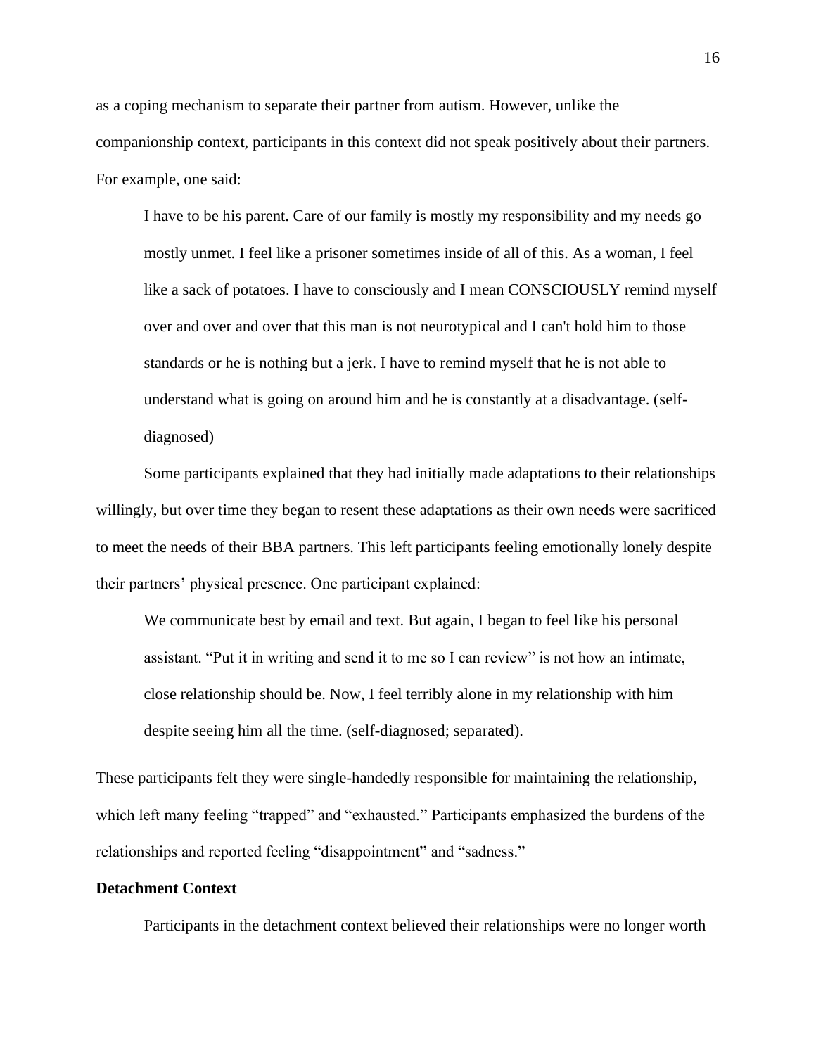as a coping mechanism to separate their partner from autism. However, unlike the companionship context, participants in this context did not speak positively about their partners. For example, one said:

> I have to be his parent. Care of our family is mostly my responsibility and my needs go mostly unmet. I feel like a prisoner sometimes inside of all of this. As a woman, I feel like a sack of potatoes. I have to consciously and I mean CONSCIOUSLY remind myself over and over and over that this man is not neurotypical and I can't hold him to those standards or he is nothing but a jerk. I have to remind myself that he is not able to understand what is going on around him and he is constantly at a disadvantage. (self-diagnosed)

Some participants explained that they had initially made adaptations to their relationships willingly, but over time they began to resent these adaptations as their own needs were sacrificed to meet the needs of their BBA partners. This left participants feeling emotionally lonely despite their partners' physical presence. One participant explained:

> We communicate best by email and text. But again, I began to feel like his personal assistant. "Put it in writing and send it to me so I can review" is not how an intimate, close relationship should be. Now, I feel terribly alone in my relationship with him despite seeing him all the time. (self-diagnosed; separated).

These participants felt they were single-handedly responsible for maintaining the relationship, which left many feeling "trapped" and "exhausted." Participants emphasized the burdens of the relationships and reported feeling "disappointment" and "sadness."

**Detachment Context**

Participants in the detachment context believed their relationships were no longer worth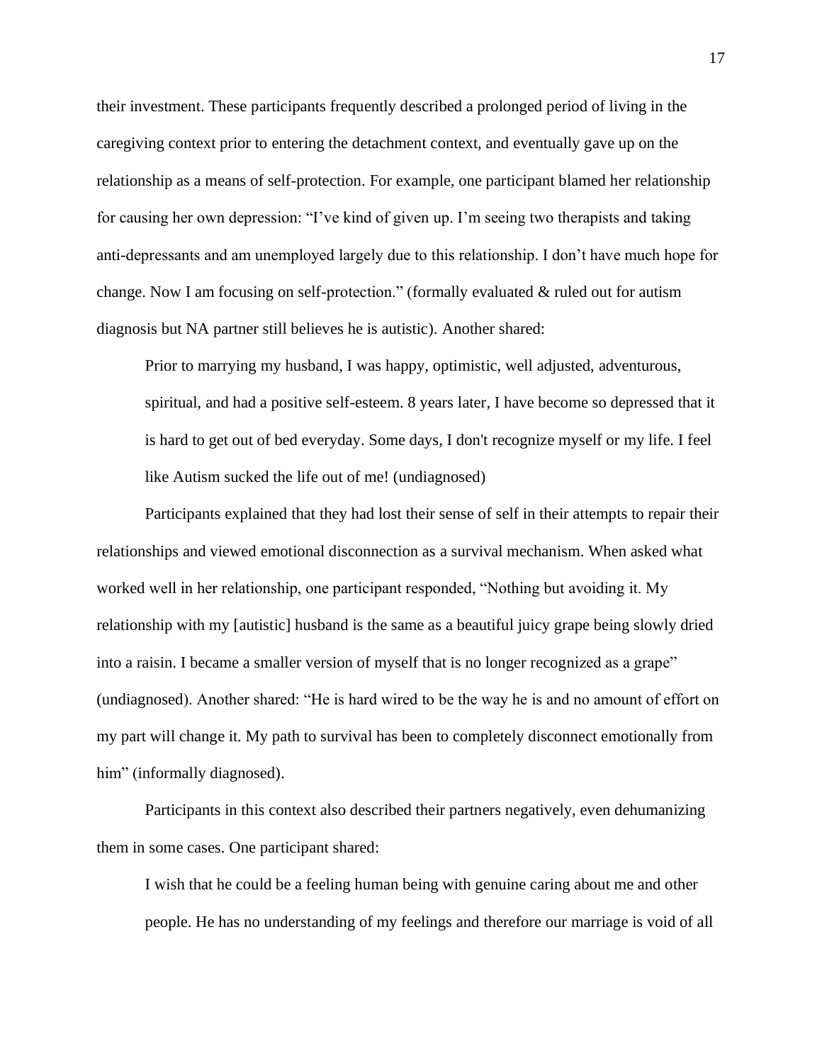their investment. These participants frequently described a prolonged period of living in the caregiving context prior to entering the detachment context, and eventually gave up on the relationship as a means of self-protection. For example, one participant blamed her relationship for causing her own depression: "I've kind of given up. I'm seeing two therapists and taking anti-depressants and am unemployed largely due to this relationship. I don't have much hope for change. Now I am focusing on self-protection." (formally evaluated & ruled out for autism diagnosis but NA partner still believes he is autistic). Another shared:

> Prior to marrying my husband, I was happy, optimistic, well adjusted, adventurous, spiritual, and had a positive self-esteem. 8 years later, I have become so depressed that it is hard to get out of bed everyday. Some days, I don't recognize myself or my life. I feel like Autism sucked the life out of me! (undiagnosed)

Participants explained that they had lost their sense of self in their attempts to repair their relationships and viewed emotional disconnection as a survival mechanism. When asked what worked well in her relationship, one participant responded, "Nothing but avoiding it. My relationship with my [autistic] husband is the same as a beautiful juicy grape being slowly dried into a raisin. I became a smaller version of myself that is no longer recognized as a grape" (undiagnosed). Another shared: "He is hard wired to be the way he is and no amount of effort on my part will change it. My path to survival has been to completely disconnect emotionally from him" (informally diagnosed).

Participants in this context also described their partners negatively, even dehumanizing them in some cases. One participant shared:

> I wish that he could be a feeling human being with genuine caring about me and other people. He has no understanding of my feelings and therefore our marriage is void of all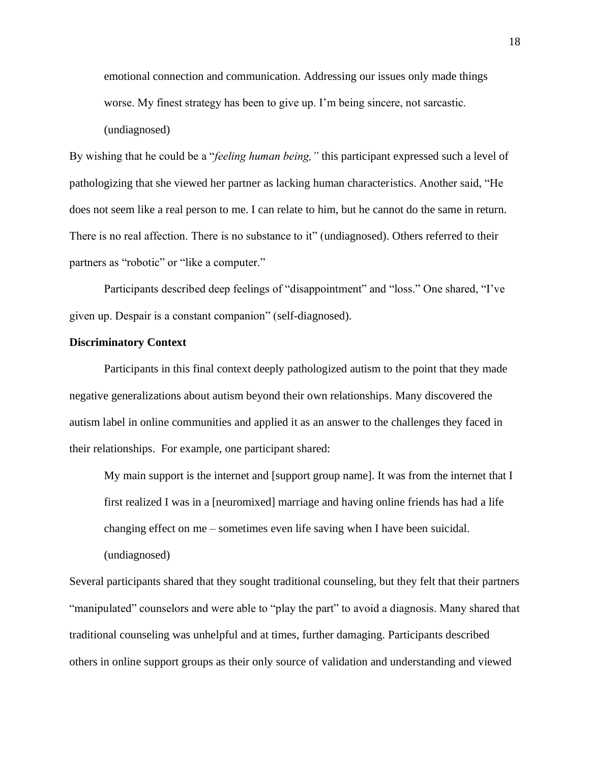> emotional connection and communication. Addressing our issues only made things worse. My finest strategy has been to give up. I'm being sincere, not sarcastic. (undiagnosed)

By wishing that he could be a "*feeling human being,*" this participant expressed such a level of pathologizing that she viewed her partner as lacking human characteristics. Another said, "He does not seem like a real person to me. I can relate to him, but he cannot do the same in return. There is no real affection. There is no substance to it" (undiagnosed). Others referred to their partners as "robotic" or "like a computer."

Participants described deep feelings of "disappointment" and "loss." One shared, "I've given up. Despair is a constant companion" (self-diagnosed).

**Discriminatory Context**

Participants in this final context deeply pathologized autism to the point that they made negative generalizations about autism beyond their own relationships. Many discovered the autism label in online communities and applied it as an answer to the challenges they faced in their relationships. For example, one participant shared:

> My main support is the internet and [support group name]. It was from the internet that I first realized I was in a [neuromixed] marriage and having online friends has had a life changing effect on me – sometimes even life saving when I have been suicidal. (undiagnosed)

Several participants shared that they sought traditional counseling, but they felt that their partners "manipulated" counselors and were able to "play the part" to avoid a diagnosis. Many shared that traditional counseling was unhelpful and at times, further damaging. Participants described others in online support groups as their only source of validation and understanding and viewed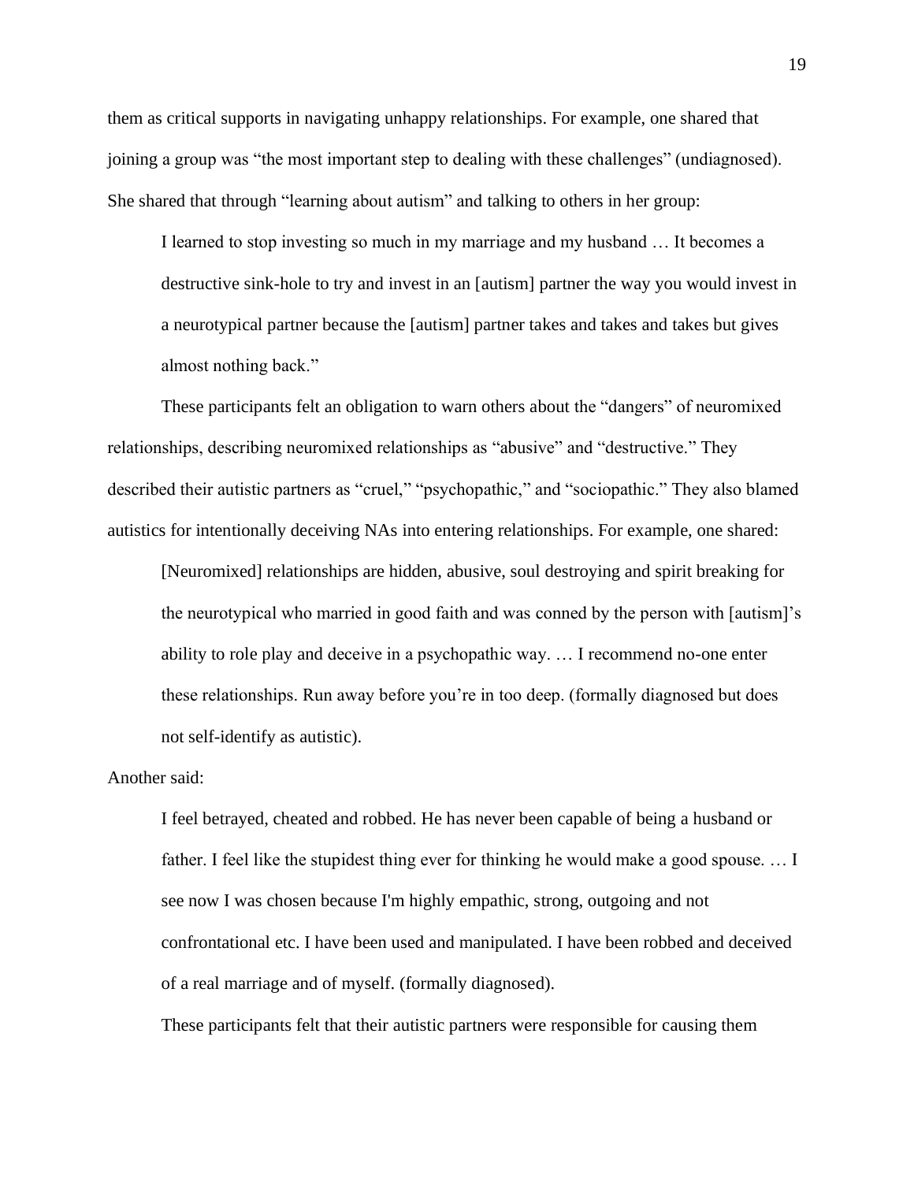them as critical supports in navigating unhappy relationships. For example, one shared that joining a group was "the most important step to dealing with these challenges" (undiagnosed). She shared that through "learning about autism" and talking to others in her group:

> I learned to stop investing so much in my marriage and my husband … It becomes a destructive sink-hole to try and invest in an [autism] partner the way you would invest in a neurotypical partner because the [autism] partner takes and takes and takes but gives almost nothing back."

These participants felt an obligation to warn others about the "dangers" of neuromixed relationships, describing neuromixed relationships as "abusive" and "destructive." They described their autistic partners as "cruel," "psychopathic," and "sociopathic." They also blamed autistics for intentionally deceiving NAs into entering relationships. For example, one shared:

> [Neuromixed] relationships are hidden, abusive, soul destroying and spirit breaking for the neurotypical who married in good faith and was conned by the person with [autism]'s ability to role play and deceive in a psychopathic way. … I recommend no-one enter these relationships. Run away before you're in too deep. (formally diagnosed but does not self-identify as autistic).

Another said:

> I feel betrayed, cheated and robbed. He has never been capable of being a husband or father. I feel like the stupidest thing ever for thinking he would make a good spouse. … I see now I was chosen because I'm highly empathic, strong, outgoing and not confrontational etc. I have been used and manipulated. I have been robbed and deceived of a real marriage and of myself. (formally diagnosed).

These participants felt that their autistic partners were responsible for causing them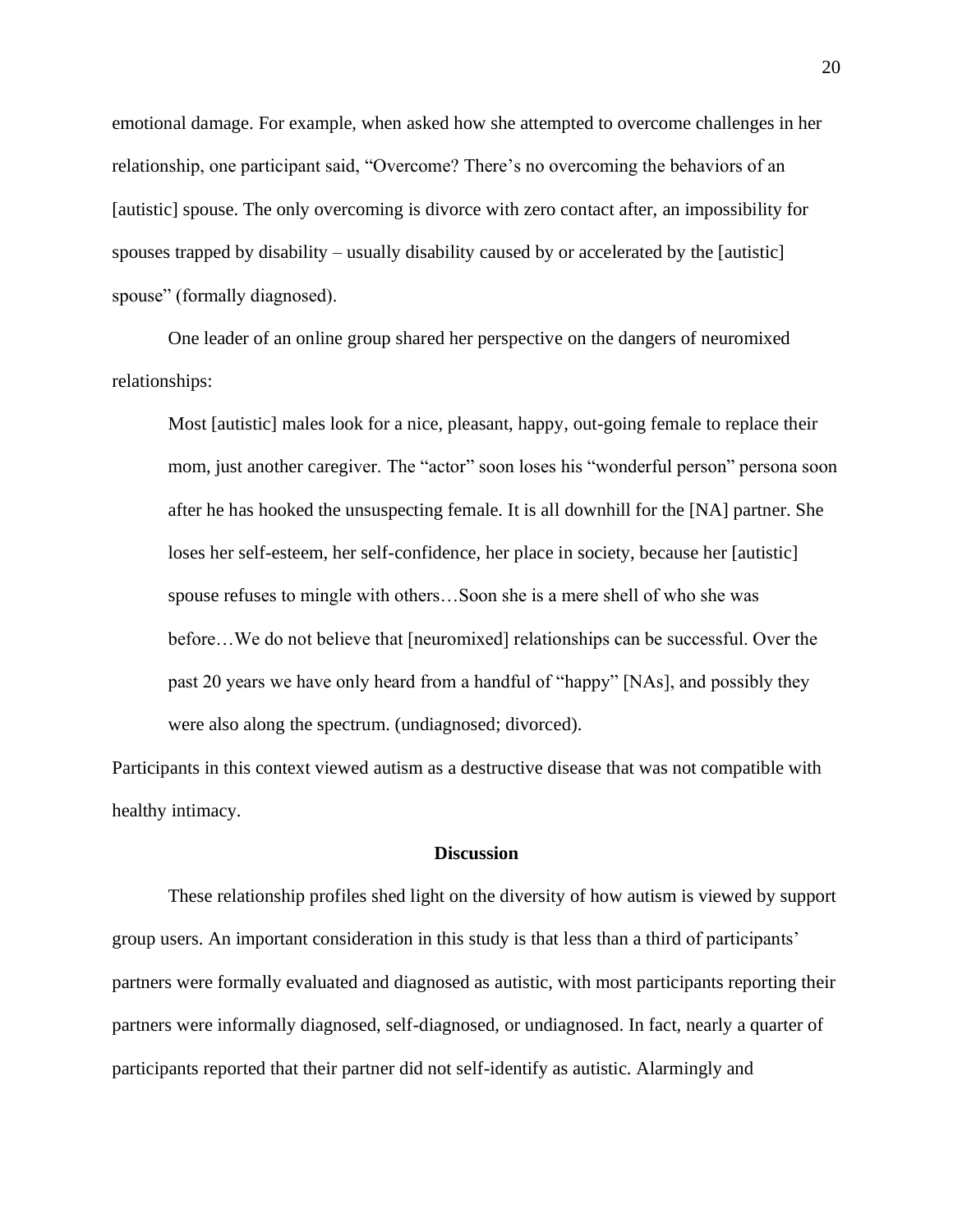emotional damage. For example, when asked how she attempted to overcome challenges in her relationship, one participant said, "Overcome? There's no overcoming the behaviors of an [autistic] spouse. The only overcoming is divorce with zero contact after, an impossibility for spouses trapped by disability – usually disability caused by or accelerated by the [autistic] spouse" (formally diagnosed).

One leader of an online group shared her perspective on the dangers of neuromixed relationships:

> Most [autistic] males look for a nice, pleasant, happy, out-going female to replace their mom, just another caregiver. The "actor" soon loses his "wonderful person" persona soon after he has hooked the unsuspecting female. It is all downhill for the [NA] partner. She loses her self-esteem, her self-confidence, her place in society, because her [autistic] spouse refuses to mingle with others…Soon she is a mere shell of who she was before…We do not believe that [neuromixed] relationships can be successful. Over the past 20 years we have only heard from a handful of "happy" [NAs], and possibly they were also along the spectrum. (undiagnosed; divorced).

Participants in this context viewed autism as a destructive disease that was not compatible with healthy intimacy.

## Discussion

These relationship profiles shed light on the diversity of how autism is viewed by support group users. An important consideration in this study is that less than a third of participants' partners were formally evaluated and diagnosed as autistic, with most participants reporting their partners were informally diagnosed, self-diagnosed, or undiagnosed. In fact, nearly a quarter of participants reported that their partner did not self-identify as autistic. Alarmingly and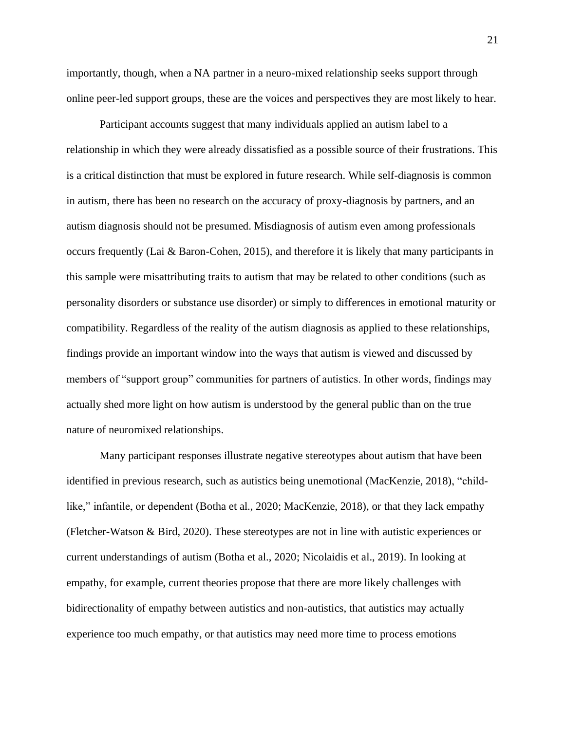importantly, though, when a NA partner in a neuro-mixed relationship seeks support through online peer-led support groups, these are the voices and perspectives they are most likely to hear.

Participant accounts suggest that many individuals applied an autism label to a relationship in which they were already dissatisfied as a possible source of their frustrations. This is a critical distinction that must be explored in future research. While self-diagnosis is common in autism, there has been no research on the accuracy of proxy-diagnosis by partners, and an autism diagnosis should not be presumed. Misdiagnosis of autism even among professionals occurs frequently (Lai & Baron-Cohen, 2015), and therefore it is likely that many participants in this sample were misattributing traits to autism that may be related to other conditions (such as personality disorders or substance use disorder) or simply to differences in emotional maturity or compatibility. Regardless of the reality of the autism diagnosis as applied to these relationships, findings provide an important window into the ways that autism is viewed and discussed by members of "support group" communities for partners of autistics. In other words, findings may actually shed more light on how autism is understood by the general public than on the true nature of neuromixed relationships.

Many participant responses illustrate negative stereotypes about autism that have been identified in previous research, such as autistics being unemotional (MacKenzie, 2018), "child-like," infantile, or dependent (Botha et al., 2020; MacKenzie, 2018), or that they lack empathy (Fletcher-Watson & Bird, 2020). These stereotypes are not in line with autistic experiences or current understandings of autism (Botha et al., 2020; Nicolaidis et al., 2019). In looking at empathy, for example, current theories propose that there are more likely challenges with bidirectionality of empathy between autistics and non-autistics, that autistics may actually experience too much empathy, or that autistics may need more time to process emotions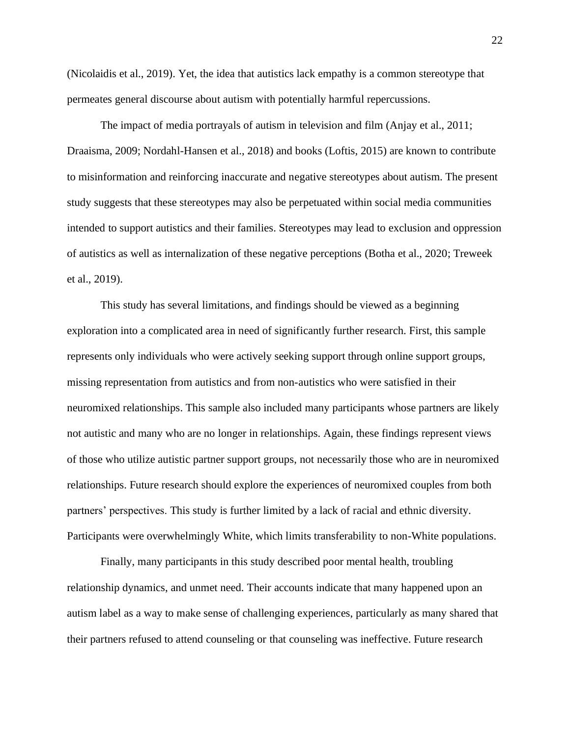(Nicolaidis et al., 2019). Yet, the idea that autistics lack empathy is a common stereotype that permeates general discourse about autism with potentially harmful repercussions.

The impact of media portrayals of autism in television and film (Anjay et al., 2011; Draaisma, 2009; Nordahl-Hansen et al., 2018) and books (Loftis, 2015) are known to contribute to misinformation and reinforcing inaccurate and negative stereotypes about autism. The present study suggests that these stereotypes may also be perpetuated within social media communities intended to support autistics and their families. Stereotypes may lead to exclusion and oppression of autistics as well as internalization of these negative perceptions (Botha et al., 2020; Treweek et al., 2019).

This study has several limitations, and findings should be viewed as a beginning exploration into a complicated area in need of significantly further research. First, this sample represents only individuals who were actively seeking support through online support groups, missing representation from autistics and from non-autistics who were satisfied in their neuromixed relationships. This sample also included many participants whose partners are likely not autistic and many who are no longer in relationships. Again, these findings represent views of those who utilize autistic partner support groups, not necessarily those who are in neuromixed relationships. Future research should explore the experiences of neuromixed couples from both partners' perspectives. This study is further limited by a lack of racial and ethnic diversity. Participants were overwhelmingly White, which limits transferability to non-White populations.

Finally, many participants in this study described poor mental health, troubling relationship dynamics, and unmet need. Their accounts indicate that many happened upon an autism label as a way to make sense of challenging experiences, particularly as many shared that their partners refused to attend counseling or that counseling was ineffective. Future research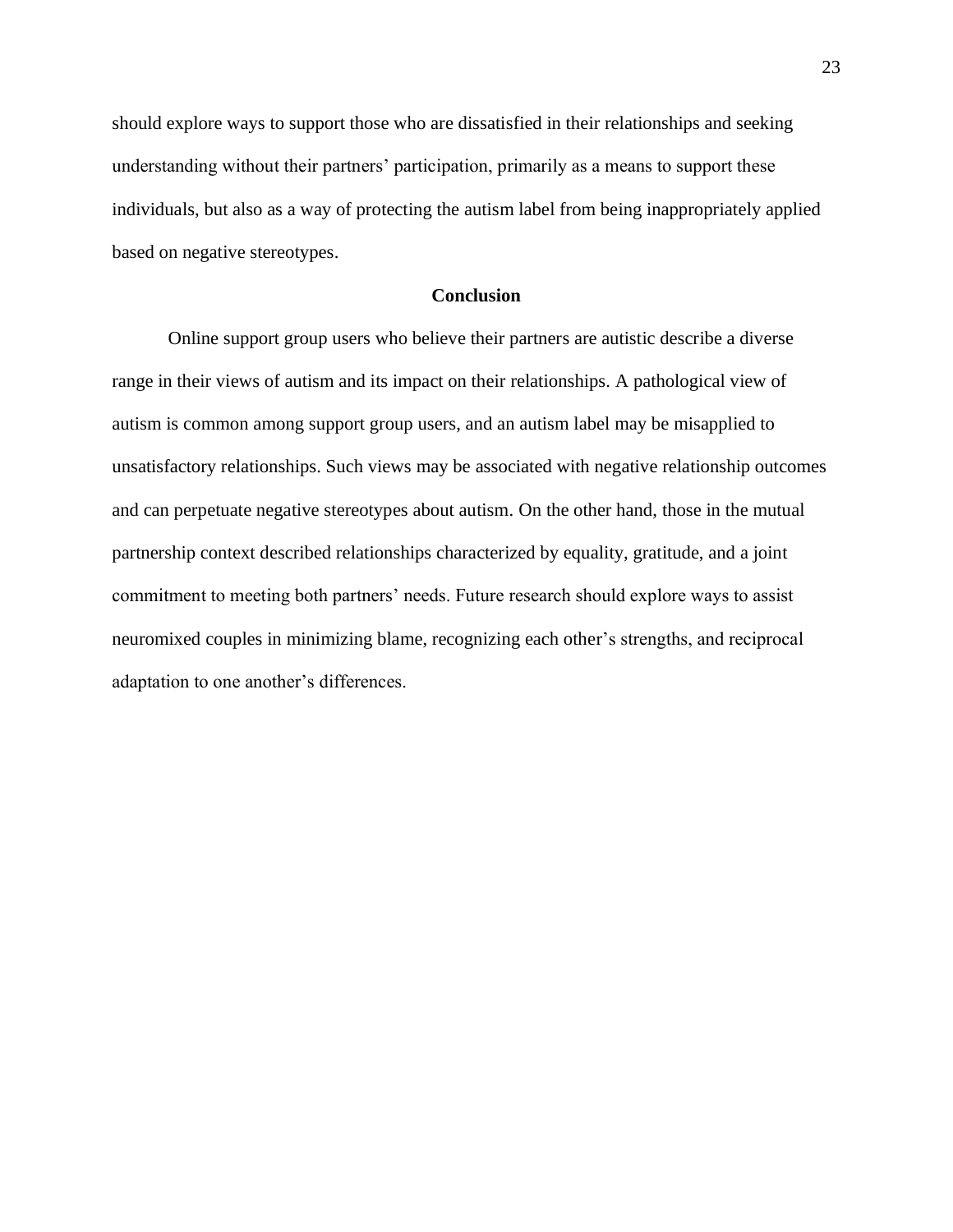should explore ways to support those who are dissatisfied in their relationships and seeking understanding without their partners' participation, primarily as a means to support these individuals, but also as a way of protecting the autism label from being inappropriately applied based on negative stereotypes.

## Conclusion

Online support group users who believe their partners are autistic describe a diverse range in their views of autism and its impact on their relationships. A pathological view of autism is common among support group users, and an autism label may be misapplied to unsatisfactory relationships. Such views may be associated with negative relationship outcomes and can perpetuate negative stereotypes about autism. On the other hand, those in the mutual partnership context described relationships characterized by equality, gratitude, and a joint commitment to meeting both partners' needs. Future research should explore ways to assist neuromixed couples in minimizing blame, recognizing each other's strengths, and reciprocal adaptation to one another's differences.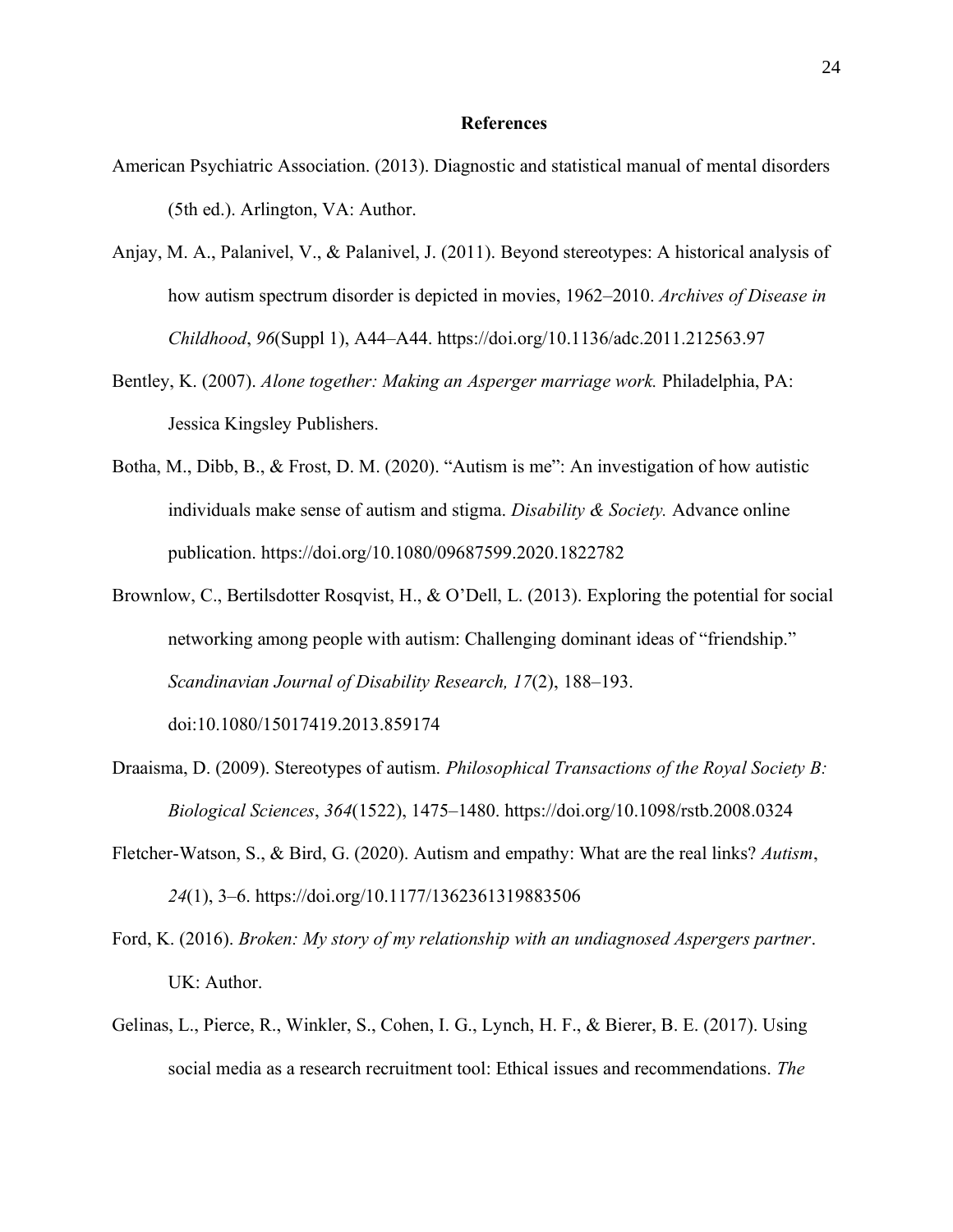## References

American Psychiatric Association. (2013). Diagnostic and statistical manual of mental disorders (5th ed.). Arlington, VA: Author.

Anjay, M. A., Palanivel, V., & Palanivel, J. (2011). Beyond stereotypes: A historical analysis of how autism spectrum disorder is depicted in movies, 1962–2010. *Archives of Disease in Childhood*, *96*(Suppl 1), A44–A44. https://doi.org/10.1136/adc.2011.212563.97

Bentley, K. (2007). *Alone together: Making an Asperger marriage work.* Philadelphia, PA: Jessica Kingsley Publishers.

Botha, M., Dibb, B., & Frost, D. M. (2020). "Autism is me": An investigation of how autistic individuals make sense of autism and stigma. *Disability & Society.* Advance online publication. https://doi.org/10.1080/09687599.2020.1822782

Brownlow, C., Bertilsdotter Rosqvist, H., & O'Dell, L. (2013). Exploring the potential for social networking among people with autism: Challenging dominant ideas of "friendship." *Scandinavian Journal of Disability Research, 17*(2), 188–193. doi:10.1080/15017419.2013.859174

Draaisma, D. (2009). Stereotypes of autism. *Philosophical Transactions of the Royal Society B: Biological Sciences*, *364*(1522), 1475–1480. https://doi.org/10.1098/rstb.2008.0324

Fletcher-Watson, S., & Bird, G. (2020). Autism and empathy: What are the real links? *Autism*, *24*(1), 3–6. https://doi.org/10.1177/1362361319883506

Ford, K. (2016). *Broken: My story of my relationship with an undiagnosed Aspergers partner*. UK: Author.

Gelinas, L., Pierce, R., Winkler, S., Cohen, I. G., Lynch, H. F., & Bierer, B. E. (2017). Using social media as a research recruitment tool: Ethical issues and recommendations. *The*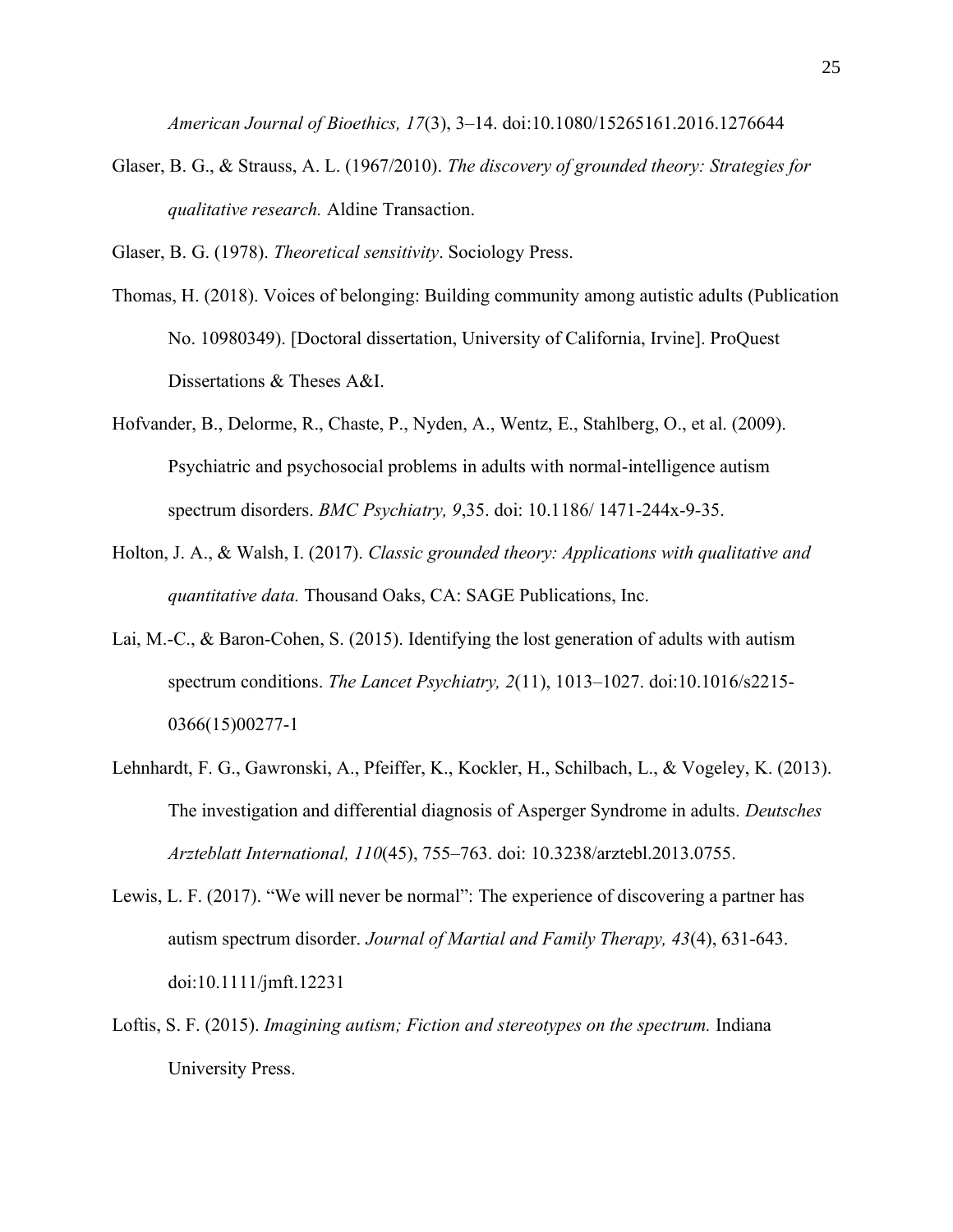*American Journal of Bioethics, 17*(3), 3–14. doi:10.1080/15265161.2016.1276644

Glaser, B. G., & Strauss, A. L. (1967/2010). *The discovery of grounded theory: Strategies for qualitative research.* Aldine Transaction.

Glaser, B. G. (1978). *Theoretical sensitivity*. Sociology Press.

Thomas, H. (2018). Voices of belonging: Building community among autistic adults (Publication No. 10980349). [Doctoral dissertation, University of California, Irvine]. ProQuest Dissertations & Theses A&I.

Hofvander, B., Delorme, R., Chaste, P., Nyden, A., Wentz, E., Stahlberg, O., et al. (2009). Psychiatric and psychosocial problems in adults with normal-intelligence autism spectrum disorders. *BMC Psychiatry, 9*,35. doi: 10.1186/ 1471-244x-9-35.

Holton, J. A., & Walsh, I. (2017). *Classic grounded theory: Applications with qualitative and quantitative data.* Thousand Oaks, CA: SAGE Publications, Inc.

Lai, M.-C., & Baron-Cohen, S. (2015). Identifying the lost generation of adults with autism spectrum conditions. *The Lancet Psychiatry, 2*(11), 1013–1027. doi:10.1016/s2215-0366(15)00277-1

Lehnhardt, F. G., Gawronski, A., Pfeiffer, K., Kockler, H., Schilbach, L., & Vogeley, K. (2013). The investigation and differential diagnosis of Asperger Syndrome in adults. *Deutsches Arzteblatt International, 110*(45), 755–763. doi: 10.3238/arztebl.2013.0755.

Lewis, L. F. (2017). "We will never be normal": The experience of discovering a partner has autism spectrum disorder. *Journal of Martial and Family Therapy, 43*(4), 631-643. doi:10.1111/jmft.12231

Loftis, S. F. (2015). *Imagining autism; Fiction and stereotypes on the spectrum.* Indiana University Press.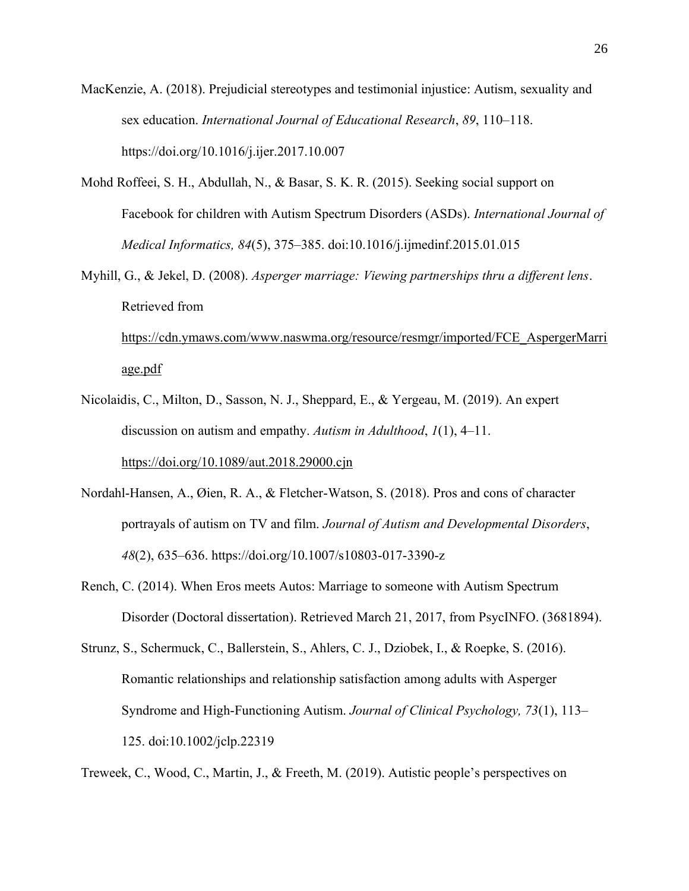MacKenzie, A. (2018). Prejudicial stereotypes and testimonial injustice: Autism, sexuality and sex education. *International Journal of Educational Research*, *89*, 110–118. https://doi.org/10.1016/j.ijer.2017.10.007

Mohd Roffeei, S. H., Abdullah, N., & Basar, S. K. R. (2015). Seeking social support on Facebook for children with Autism Spectrum Disorders (ASDs). *International Journal of Medical Informatics, 84*(5), 375–385. doi:10.1016/j.ijmedinf.2015.01.015

Myhill, G., & Jekel, D. (2008). *Asperger marriage: Viewing partnerships thru a different lens*. Retrieved from https://cdn.ymaws.com/www.naswma.org/resource/resmgr/imported/FCE_AspergerMarriage.pdf

Nicolaidis, C., Milton, D., Sasson, N. J., Sheppard, E., & Yergeau, M. (2019). An expert discussion on autism and empathy. *Autism in Adulthood*, *1*(1), 4–11. https://doi.org/10.1089/aut.2018.29000.cjn

Nordahl-Hansen, A., Øien, R. A., & Fletcher-Watson, S. (2018). Pros and cons of character portrayals of autism on TV and film. *Journal of Autism and Developmental Disorders*, *48*(2), 635–636. https://doi.org/10.1007/s10803-017-3390-z

Rench, C. (2014). When Eros meets Autos: Marriage to someone with Autism Spectrum Disorder (Doctoral dissertation). Retrieved March 21, 2017, from PsycINFO. (3681894).

Strunz, S., Schermuck, C., Ballerstein, S., Ahlers, C. J., Dziobek, I., & Roepke, S. (2016). Romantic relationships and relationship satisfaction among adults with Asperger Syndrome and High-Functioning Autism. *Journal of Clinical Psychology, 73*(1), 113–125. doi:10.1002/jclp.22319

Treweek, C., Wood, C., Martin, J., & Freeth, M. (2019). Autistic people's perspectives on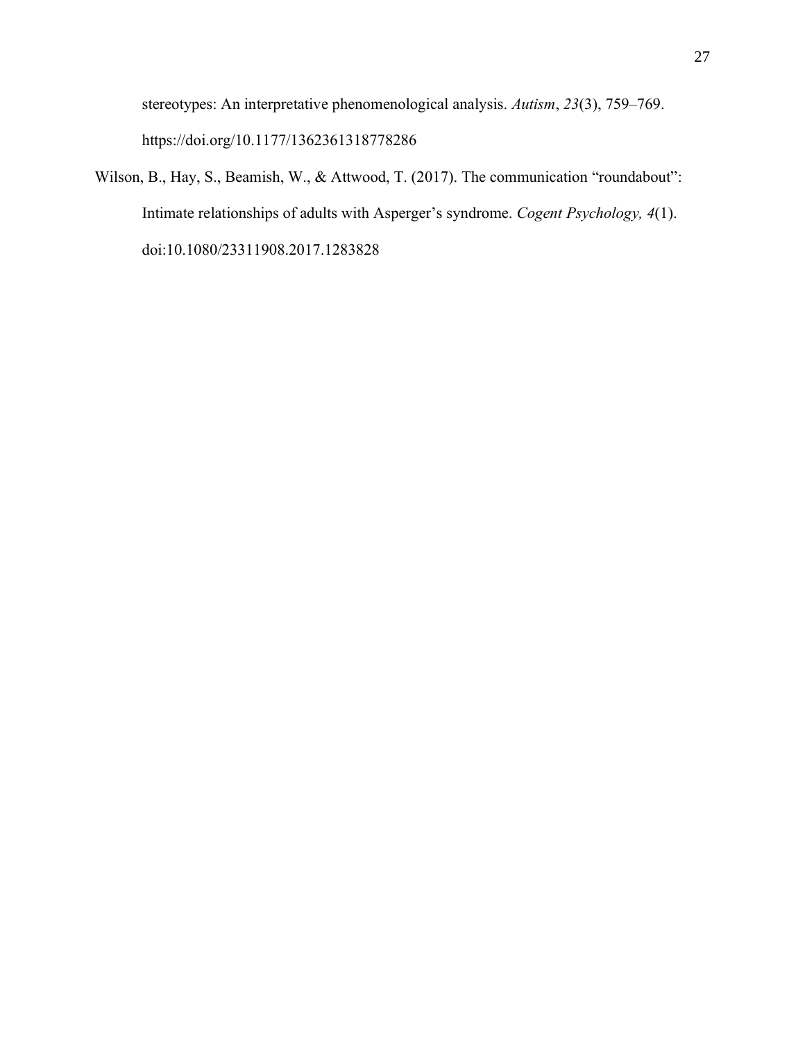stereotypes: An interpretative phenomenological analysis. *Autism*, *23*(3), 759–769. https://doi.org/10.1177/1362361318778286

Wilson, B., Hay, S., Beamish, W., & Attwood, T. (2017). The communication "roundabout": Intimate relationships of adults with Asperger's syndrome. *Cogent Psychology, 4*(1). doi:10.1080/23311908.2017.1283828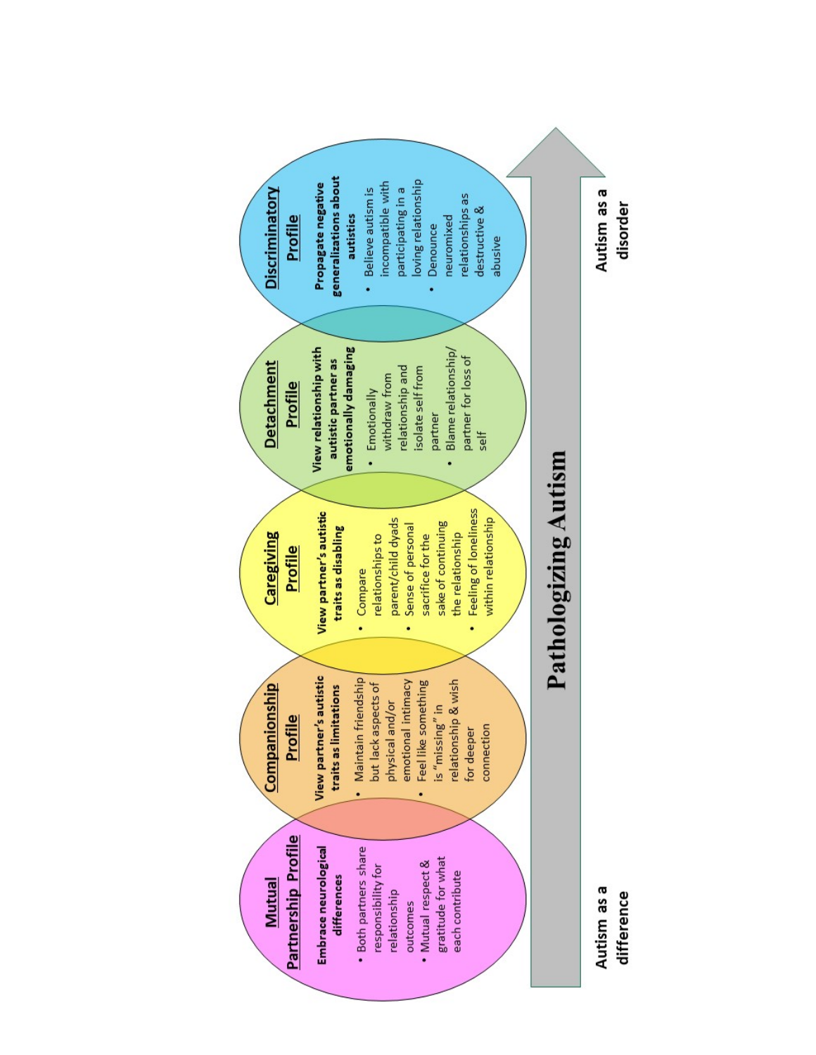Mutual Partnership Profile

Embrace neurological differences

- Both partners share responsibility for relationship outcomes
- Mutual respect & gratitude for what each contribute

Companionship Profile

View partner's autistic traits as limitations

- Maintain friendship but lack aspects of physical and/or emotional intimacy
- Feel like something is "missing" in relationship & wish for deeper connection

Caregiving Profile

View partner's autistic traits as disabling

- Compare relationships to parent/child dyads
- Sense of personal sacrifice for the sake of continuing the relationship
- Feeling of loneliness within relationship

Detachment Profile

View relationship with autistic partner as emotionally damaging

- Emotionally withdraw from relationship and isolate self from partner
- Blame relationship/partner for loss of self

Discriminatory Profile

Propagate negative generalizations about autistics

- Believe autism is incompatible with participating in a loving relationship
- Denounce neuromixed relationships as destructive & abusive

Pathologizing Autism

Autism as a difference

Autism as a disorder